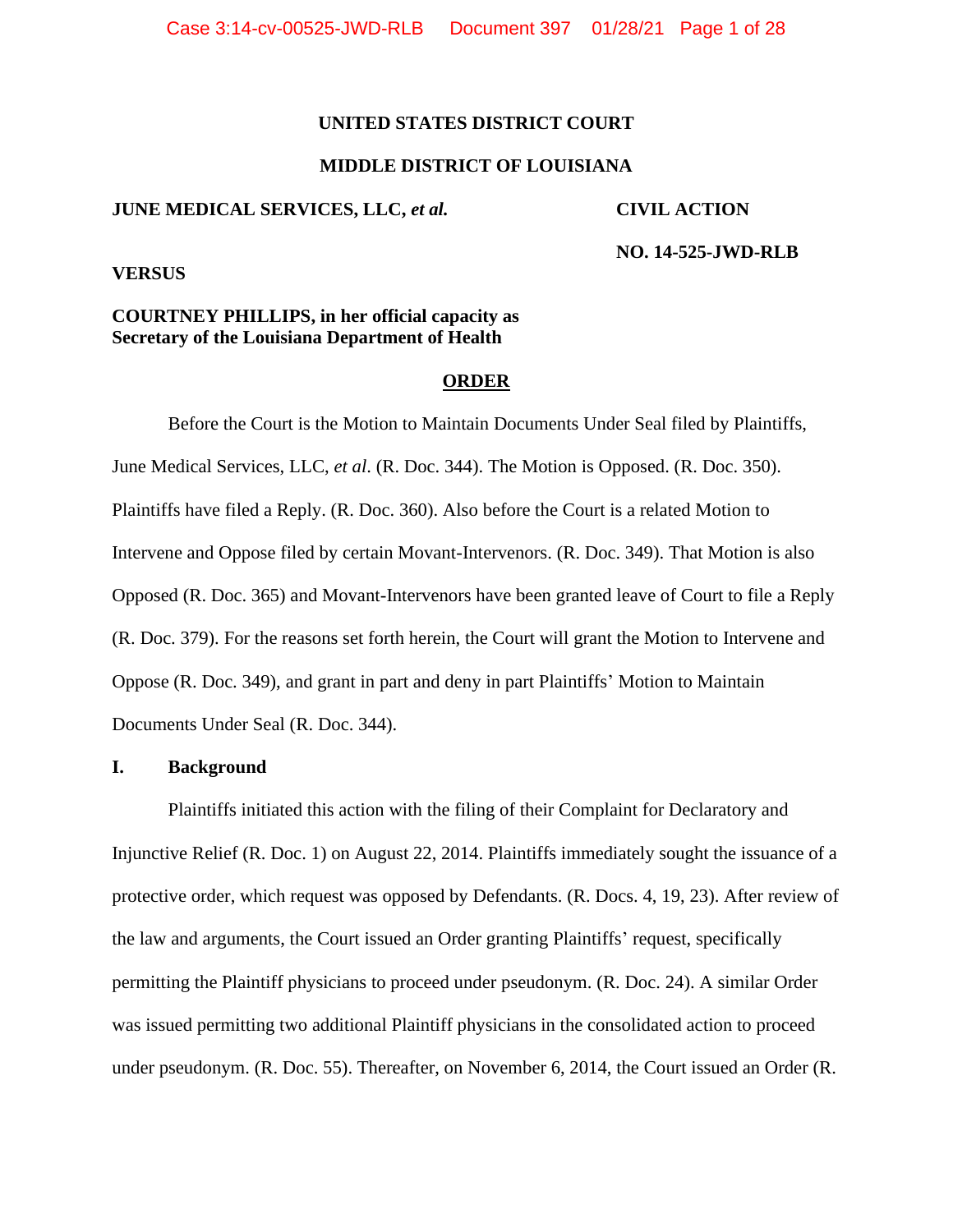**UNITED STATES DISTRICT COURT**

**MIDDLE DISTRICT OF LOUISIANA**

**JUNE MEDICAL SERVICES, LLC, *et al.*** **CIVIL ACTION**

**NO. 14-525-JWD-RLB**

**VERSUS**

**COURTNEY PHILLIPS, in her official capacity as Secretary of the Louisiana Department of Health**

**ORDER**

Before the Court is the Motion to Maintain Documents Under Seal filed by Plaintiffs, June Medical Services, LLC, *et al*. (R. Doc. 344). The Motion is Opposed. (R. Doc. 350). Plaintiffs have filed a Reply. (R. Doc. 360). Also before the Court is a related Motion to Intervene and Oppose filed by certain Movant-Intervenors. (R. Doc. 349). That Motion is also Opposed (R. Doc. 365) and Movant-Intervenors have been granted leave of Court to file a Reply (R. Doc. 379). For the reasons set forth herein, the Court will grant the Motion to Intervene and Oppose (R. Doc. 349), and grant in part and deny in part Plaintiffs' Motion to Maintain Documents Under Seal (R. Doc. 344).

## I. Background

Plaintiffs initiated this action with the filing of their Complaint for Declaratory and Injunctive Relief (R. Doc. 1) on August 22, 2014. Plaintiffs immediately sought the issuance of a protective order, which request was opposed by Defendants. (R. Docs. 4, 19, 23). After review of the law and arguments, the Court issued an Order granting Plaintiffs' request, specifically permitting the Plaintiff physicians to proceed under pseudonym. (R. Doc. 24). A similar Order was issued permitting two additional Plaintiff physicians in the consolidated action to proceed under pseudonym. (R. Doc. 55). Thereafter, on November 6, 2014, the Court issued an Order (R.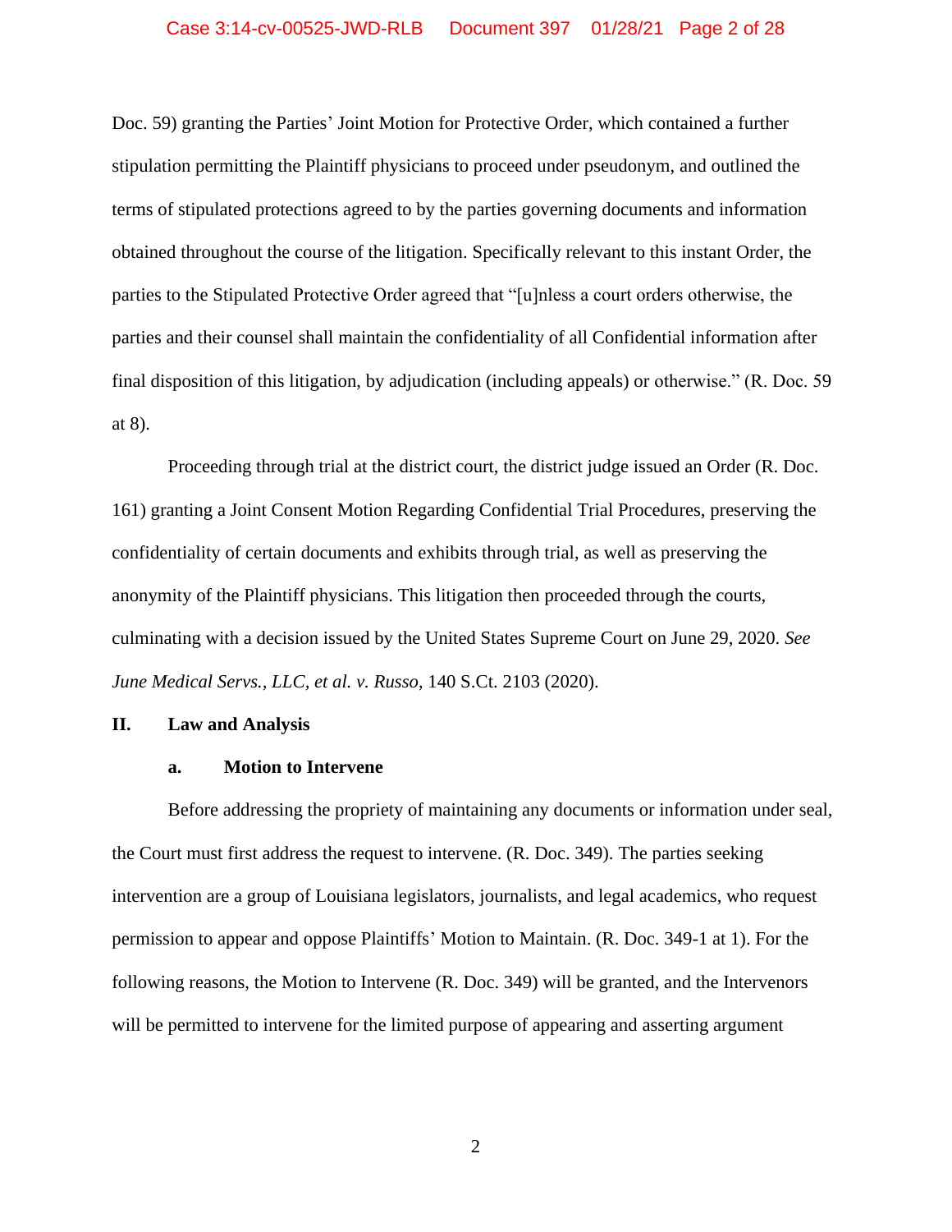Doc. 59) granting the Parties' Joint Motion for Protective Order, which contained a further stipulation permitting the Plaintiff physicians to proceed under pseudonym, and outlined the terms of stipulated protections agreed to by the parties governing documents and information obtained throughout the course of the litigation. Specifically relevant to this instant Order, the parties to the Stipulated Protective Order agreed that "[u]nless a court orders otherwise, the parties and their counsel shall maintain the confidentiality of all Confidential information after final disposition of this litigation, by adjudication (including appeals) or otherwise." (R. Doc. 59 at 8).

Proceeding through trial at the district court, the district judge issued an Order (R. Doc. 161) granting a Joint Consent Motion Regarding Confidential Trial Procedures, preserving the confidentiality of certain documents and exhibits through trial, as well as preserving the anonymity of the Plaintiff physicians. This litigation then proceeded through the courts, culminating with a decision issued by the United States Supreme Court on June 29, 2020. *See June Medical Servs., LLC, et al. v. Russo*, 140 S.Ct. 2103 (2020).

## II. Law and Analysis

### a. Motion to Intervene

Before addressing the propriety of maintaining any documents or information under seal, the Court must first address the request to intervene. (R. Doc. 349). The parties seeking intervention are a group of Louisiana legislators, journalists, and legal academics, who request permission to appear and oppose Plaintiffs' Motion to Maintain. (R. Doc. 349-1 at 1). For the following reasons, the Motion to Intervene (R. Doc. 349) will be granted, and the Intervenors will be permitted to intervene for the limited purpose of appearing and asserting argument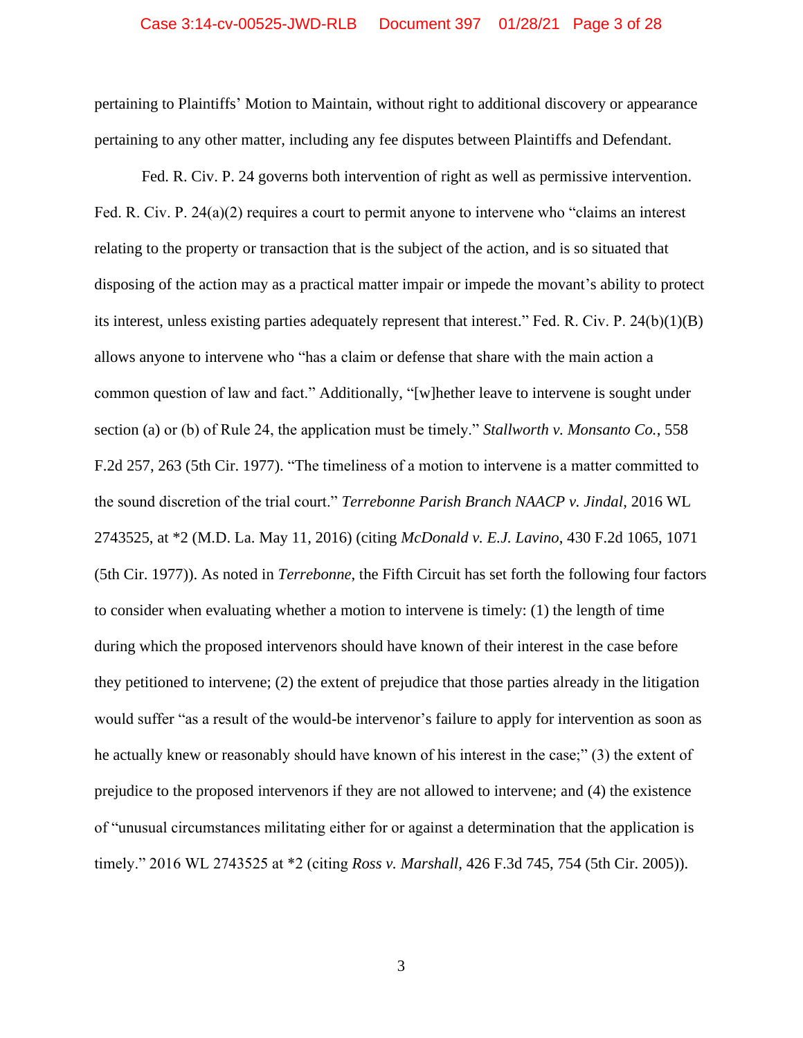pertaining to Plaintiffs' Motion to Maintain, without right to additional discovery or appearance pertaining to any other matter, including any fee disputes between Plaintiffs and Defendant.

Fed. R. Civ. P. 24 governs both intervention of right as well as permissive intervention. Fed. R. Civ. P. 24(a)(2) requires a court to permit anyone to intervene who "claims an interest relating to the property or transaction that is the subject of the action, and is so situated that disposing of the action may as a practical matter impair or impede the movant's ability to protect its interest, unless existing parties adequately represent that interest." Fed. R. Civ. P. 24(b)(1)(B) allows anyone to intervene who "has a claim or defense that share with the main action a common question of law and fact." Additionally, "[w]hether leave to intervene is sought under section (a) or (b) of Rule 24, the application must be timely." *Stallworth v. Monsanto Co.*, 558 F.2d 257, 263 (5th Cir. 1977). "The timeliness of a motion to intervene is a matter committed to the sound discretion of the trial court." *Terrebonne Parish Branch NAACP v. Jindal*, 2016 WL 2743525, at *2 (M.D. La. May 11, 2016) (citing *McDonald v. E.J. Lavino*, 430 F.2d 1065, 1071 (5th Cir. 1977)). As noted in *Terrebonne*, the Fifth Circuit has set forth the following four factors to consider when evaluating whether a motion to intervene is timely: (1) the length of time during which the proposed intervenors should have known of their interest in the case before they petitioned to intervene; (2) the extent of prejudice that those parties already in the litigation would suffer "as a result of the would-be intervenor's failure to apply for intervention as soon as he actually knew or reasonably should have known of his interest in the case;" (3) the extent of prejudice to the proposed intervenors if they are not allowed to intervene; and (4) the existence of "unusual circumstances militating either for or against a determination that the application is timely." 2016 WL 2743525 at *2 (citing *Ross v. Marshall*, 426 F.3d 745, 754 (5th Cir. 2005)).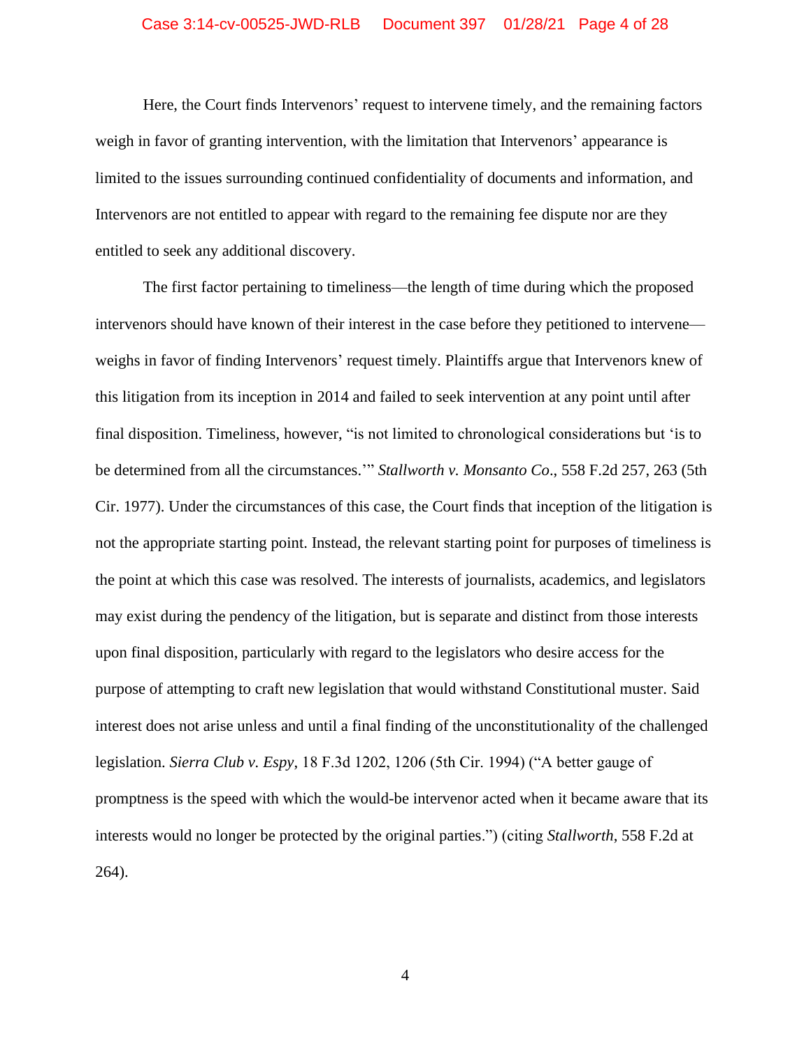Here, the Court finds Intervenors' request to intervene timely, and the remaining factors weigh in favor of granting intervention, with the limitation that Intervenors' appearance is limited to the issues surrounding continued confidentiality of documents and information, and Intervenors are not entitled to appear with regard to the remaining fee dispute nor are they entitled to seek any additional discovery.

The first factor pertaining to timeliness—the length of time during which the proposed intervenors should have known of their interest in the case before they petitioned to intervene—weighs in favor of finding Intervenors' request timely. Plaintiffs argue that Intervenors knew of this litigation from its inception in 2014 and failed to seek intervention at any point until after final disposition. Timeliness, however, "is not limited to chronological considerations but 'is to be determined from all the circumstances.'" *Stallworth v. Monsanto Co*., 558 F.2d 257, 263 (5th Cir. 1977). Under the circumstances of this case, the Court finds that inception of the litigation is not the appropriate starting point. Instead, the relevant starting point for purposes of timeliness is the point at which this case was resolved. The interests of journalists, academics, and legislators may exist during the pendency of the litigation, but is separate and distinct from those interests upon final disposition, particularly with regard to the legislators who desire access for the purpose of attempting to craft new legislation that would withstand Constitutional muster. Said interest does not arise unless and until a final finding of the unconstitutionality of the challenged legislation. *Sierra Club v. Espy*, 18 F.3d 1202, 1206 (5th Cir. 1994) ("A better gauge of promptness is the speed with which the would-be intervenor acted when it became aware that its interests would no longer be protected by the original parties.") (citing *Stallworth*, 558 F.2d at 264).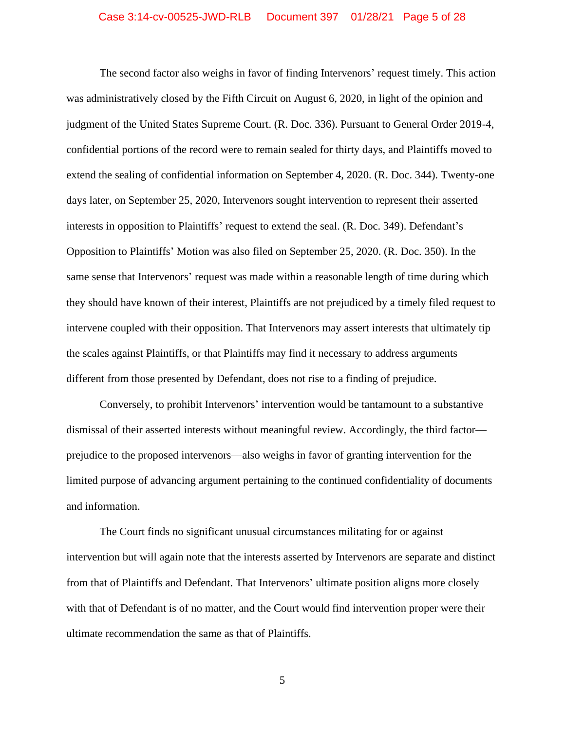The second factor also weighs in favor of finding Intervenors' request timely. This action was administratively closed by the Fifth Circuit on August 6, 2020, in light of the opinion and judgment of the United States Supreme Court. (R. Doc. 336). Pursuant to General Order 2019-4, confidential portions of the record were to remain sealed for thirty days, and Plaintiffs moved to extend the sealing of confidential information on September 4, 2020. (R. Doc. 344). Twenty-one days later, on September 25, 2020, Intervenors sought intervention to represent their asserted interests in opposition to Plaintiffs' request to extend the seal. (R. Doc. 349). Defendant's Opposition to Plaintiffs' Motion was also filed on September 25, 2020. (R. Doc. 350). In the same sense that Intervenors' request was made within a reasonable length of time during which they should have known of their interest, Plaintiffs are not prejudiced by a timely filed request to intervene coupled with their opposition. That Intervenors may assert interests that ultimately tip the scales against Plaintiffs, or that Plaintiffs may find it necessary to address arguments different from those presented by Defendant, does not rise to a finding of prejudice.

Conversely, to prohibit Intervenors' intervention would be tantamount to a substantive dismissal of their asserted interests without meaningful review. Accordingly, the third factor—prejudice to the proposed intervenors—also weighs in favor of granting intervention for the limited purpose of advancing argument pertaining to the continued confidentiality of documents and information.

The Court finds no significant unusual circumstances militating for or against intervention but will again note that the interests asserted by Intervenors are separate and distinct from that of Plaintiffs and Defendant. That Intervenors' ultimate position aligns more closely with that of Defendant is of no matter, and the Court would find intervention proper were their ultimate recommendation the same as that of Plaintiffs.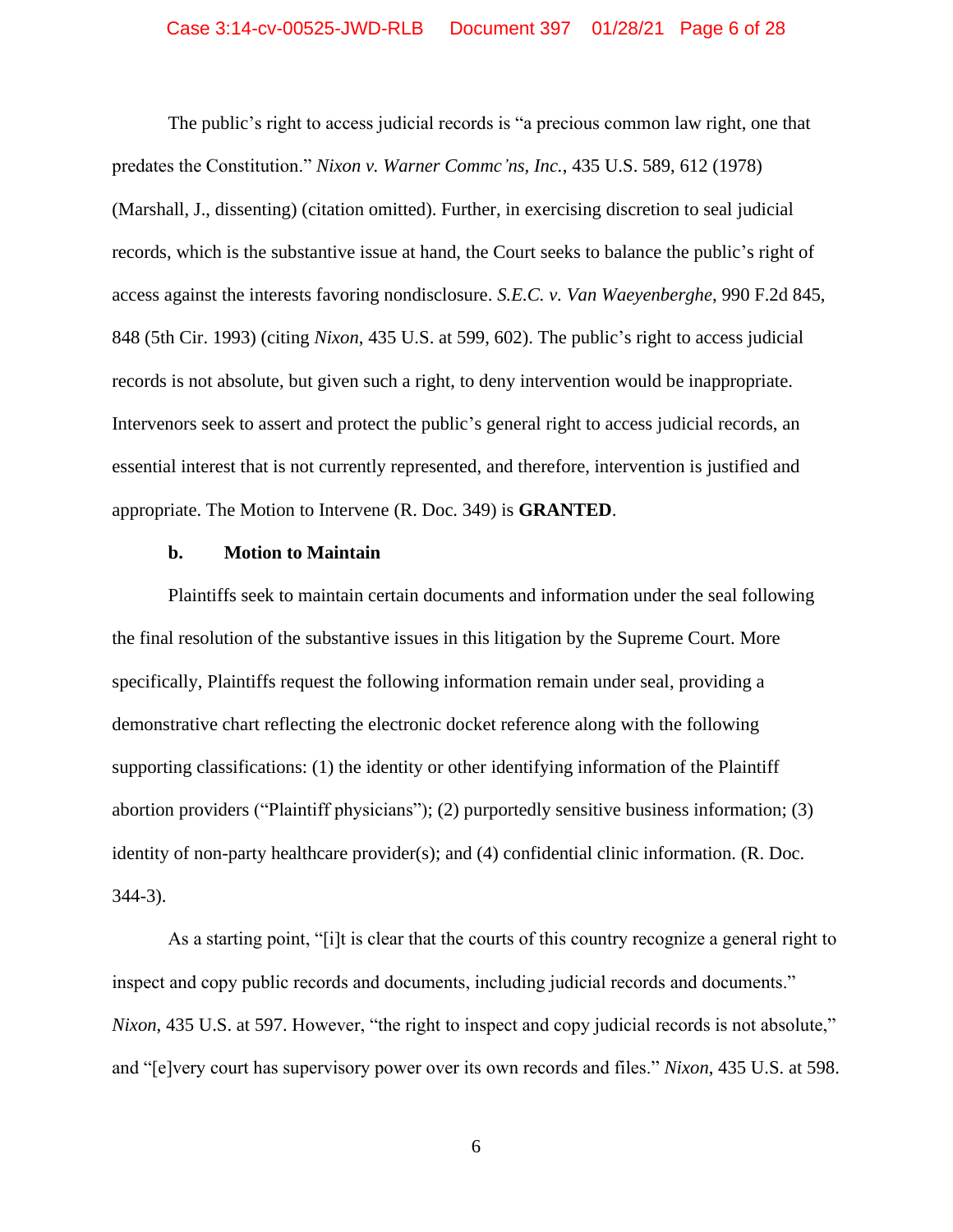The public's right to access judicial records is "a precious common law right, one that predates the Constitution." *Nixon v. Warner Commc'ns, Inc.*, 435 U.S. 589, 612 (1978) (Marshall, J., dissenting) (citation omitted). Further, in exercising discretion to seal judicial records, which is the substantive issue at hand, the Court seeks to balance the public's right of access against the interests favoring nondisclosure. *S.E.C. v. Van Waeyenberghe*, 990 F.2d 845, 848 (5th Cir. 1993) (citing *Nixon*, 435 U.S. at 599, 602). The public's right to access judicial records is not absolute, but given such a right, to deny intervention would be inappropriate. Intervenors seek to assert and protect the public's general right to access judicial records, an essential interest that is not currently represented, and therefore, intervention is justified and appropriate. The Motion to Intervene (R. Doc. 349) is **GRANTED**.

### b. Motion to Maintain

Plaintiffs seek to maintain certain documents and information under the seal following the final resolution of the substantive issues in this litigation by the Supreme Court. More specifically, Plaintiffs request the following information remain under seal, providing a demonstrative chart reflecting the electronic docket reference along with the following supporting classifications: (1) the identity or other identifying information of the Plaintiff abortion providers ("Plaintiff physicians"); (2) purportedly sensitive business information; (3) identity of non-party healthcare provider(s); and (4) confidential clinic information. (R. Doc. 344-3).

As a starting point, "[i]t is clear that the courts of this country recognize a general right to inspect and copy public records and documents, including judicial records and documents." *Nixon*, 435 U.S. at 597. However, "the right to inspect and copy judicial records is not absolute," and "[e]very court has supervisory power over its own records and files." *Nixon*, 435 U.S. at 598.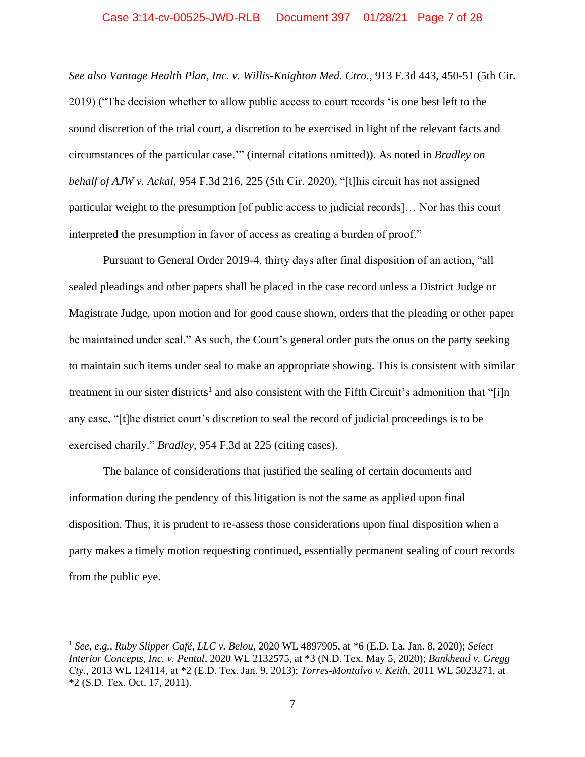*See also Vantage Health Plan, Inc. v. Willis-Knighton Med. Ctro.*, 913 F.3d 443, 450-51 (5th Cir. 2019) ("The decision whether to allow public access to court records 'is one best left to the sound discretion of the trial court, a discretion to be exercised in light of the relevant facts and circumstances of the particular case.'" (internal citations omitted)). As noted in *Bradley on behalf of AJW v. Ackal*, 954 F.3d 216, 225 (5th Cir. 2020), "[t]his circuit has not assigned particular weight to the presumption [of public access to judicial records]… Nor has this court interpreted the presumption in favor of access as creating a burden of proof."

Pursuant to General Order 2019-4, thirty days after final disposition of an action, "all sealed pleadings and other papers shall be placed in the case record unless a District Judge or Magistrate Judge, upon motion and for good cause shown, orders that the pleading or other paper be maintained under seal." As such, the Court's general order puts the onus on the party seeking to maintain such items under seal to make an appropriate showing. This is consistent with similar treatment in our sister districts[1] and also consistent with the Fifth Circuit's admonition that "[i]n any case, "[t]he district court's discretion to seal the record of judicial proceedings is to be exercised charily." *Bradley*, 954 F.3d at 225 (citing cases).

The balance of considerations that justified the sealing of certain documents and information during the pendency of this litigation is not the same as applied upon final disposition. Thus, it is prudent to re-assess those considerations upon final disposition when a party makes a timely motion requesting continued, essentially permanent sealing of court records from the public eye.

---

[1] *See, e.g., Ruby Slipper Café, LLC v. Belou*, 2020 WL 4897905, at *6 (E.D. La. Jan. 8, 2020); *Select Interior Concepts, Inc. v. Pental*, 2020 WL 2132575, at *3 (N.D. Tex. May 5, 2020); *Bankhead v. Gregg Cty.*, 2013 WL 124114, at *2 (E.D. Tex. Jan. 9, 2013); *Torres-Montalvo v. Keith*, 2011 WL 5023271, at *2 (S.D. Tex. Oct. 17, 2011).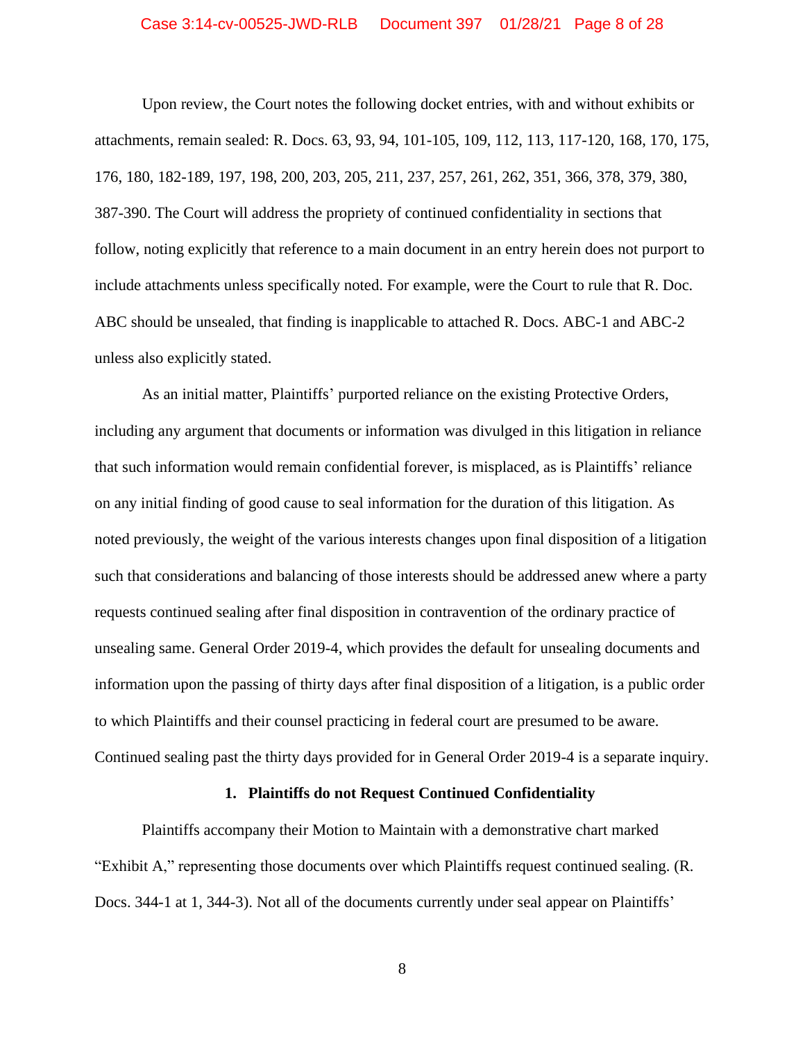Upon review, the Court notes the following docket entries, with and without exhibits or attachments, remain sealed: R. Docs. 63, 93, 94, 101-105, 109, 112, 113, 117-120, 168, 170, 175, 176, 180, 182-189, 197, 198, 200, 203, 205, 211, 237, 257, 261, 262, 351, 366, 378, 379, 380, 387-390. The Court will address the propriety of continued confidentiality in sections that follow, noting explicitly that reference to a main document in an entry herein does not purport to include attachments unless specifically noted. For example, were the Court to rule that R. Doc. ABC should be unsealed, that finding is inapplicable to attached R. Docs. ABC-1 and ABC-2 unless also explicitly stated.

As an initial matter, Plaintiffs' purported reliance on the existing Protective Orders, including any argument that documents or information was divulged in this litigation in reliance that such information would remain confidential forever, is misplaced, as is Plaintiffs' reliance on any initial finding of good cause to seal information for the duration of this litigation. As noted previously, the weight of the various interests changes upon final disposition of a litigation such that considerations and balancing of those interests should be addressed anew where a party requests continued sealing after final disposition in contravention of the ordinary practice of unsealing same. General Order 2019-4, which provides the default for unsealing documents and information upon the passing of thirty days after final disposition of a litigation, is a public order to which Plaintiffs and their counsel practicing in federal court are presumed to be aware. Continued sealing past the thirty days provided for in General Order 2019-4 is a separate inquiry.

**1. Plaintiffs do not Request Continued Confidentiality**

Plaintiffs accompany their Motion to Maintain with a demonstrative chart marked "Exhibit A," representing those documents over which Plaintiffs request continued sealing. (R. Docs. 344-1 at 1, 344-3). Not all of the documents currently under seal appear on Plaintiffs'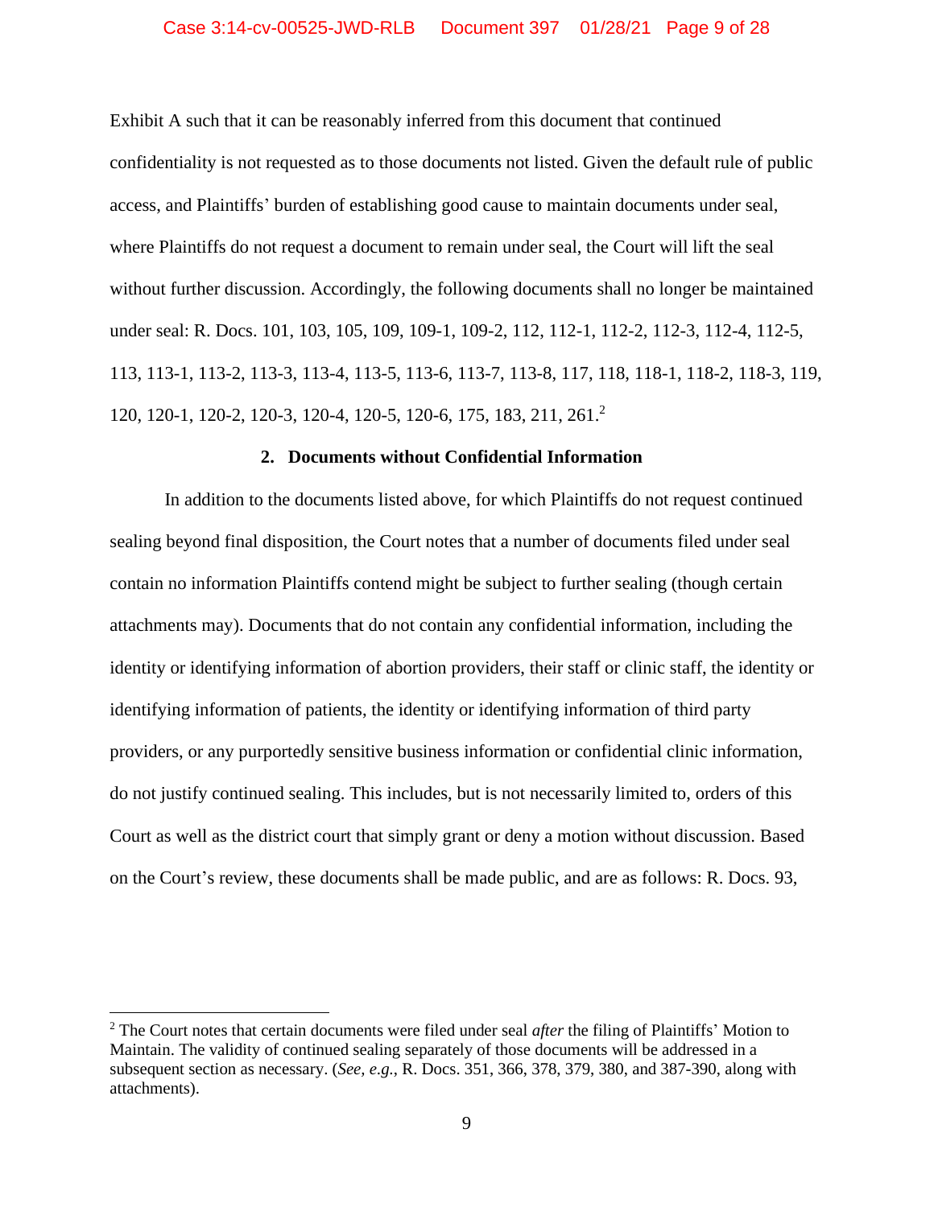Exhibit A such that it can be reasonably inferred from this document that continued confidentiality is not requested as to those documents not listed. Given the default rule of public access, and Plaintiffs' burden of establishing good cause to maintain documents under seal, where Plaintiffs do not request a document to remain under seal, the Court will lift the seal without further discussion. Accordingly, the following documents shall no longer be maintained under seal: R. Docs. 101, 103, 105, 109, 109-1, 109-2, 112, 112-1, 112-2, 112-3, 112-4, 112-5, 113, 113-1, 113-2, 113-3, 113-4, 113-5, 113-6, 113-7, 113-8, 117, 118, 118-1, 118-2, 118-3, 119, 120, 120-1, 120-2, 120-3, 120-4, 120-5, 120-6, 175, 183, 211, 261.[2]

### 2. Documents without Confidential Information

In addition to the documents listed above, for which Plaintiffs do not request continued sealing beyond final disposition, the Court notes that a number of documents filed under seal contain no information Plaintiffs contend might be subject to further sealing (though certain attachments may). Documents that do not contain any confidential information, including the identity or identifying information of abortion providers, their staff or clinic staff, the identity or identifying information of patients, the identity or identifying information of third party providers, or any purportedly sensitive business information or confidential clinic information, do not justify continued sealing. This includes, but is not necessarily limited to, orders of this Court as well as the district court that simply grant or deny a motion without discussion. Based on the Court's review, these documents shall be made public, and are as follows: R. Docs. 93,

---

[2] The Court notes that certain documents were filed under seal *after* the filing of Plaintiffs' Motion to Maintain. The validity of continued sealing separately of those documents will be addressed in a subsequent section as necessary. (*See, e.g.*, R. Docs. 351, 366, 378, 379, 380, and 387-390, along with attachments).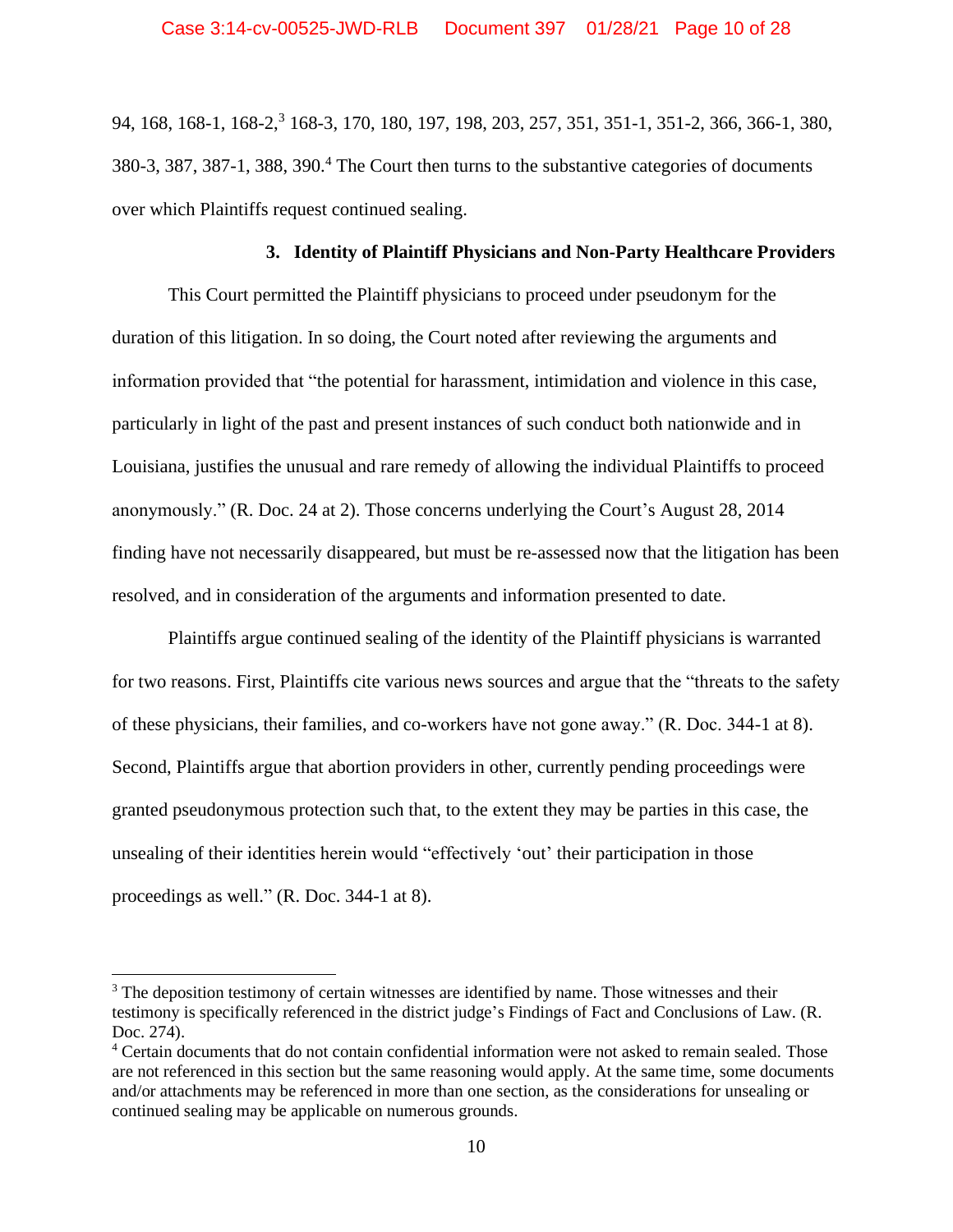94, 168, 168-1, 168-2,[3] 168-3, 170, 180, 197, 198, 203, 257, 351, 351-1, 351-2, 366, 366-1, 380, 380-3, 387, 387-1, 388, 390.[4] The Court then turns to the substantive categories of documents over which Plaintiffs request continued sealing.

### 3. Identity of Plaintiff Physicians and Non-Party Healthcare Providers

This Court permitted the Plaintiff physicians to proceed under pseudonym for the duration of this litigation. In so doing, the Court noted after reviewing the arguments and information provided that "the potential for harassment, intimidation and violence in this case, particularly in light of the past and present instances of such conduct both nationwide and in Louisiana, justifies the unusual and rare remedy of allowing the individual Plaintiffs to proceed anonymously." (R. Doc. 24 at 2). Those concerns underlying the Court's August 28, 2014 finding have not necessarily disappeared, but must be re-assessed now that the litigation has been resolved, and in consideration of the arguments and information presented to date.

Plaintiffs argue continued sealing of the identity of the Plaintiff physicians is warranted for two reasons. First, Plaintiffs cite various news sources and argue that the "threats to the safety of these physicians, their families, and co-workers have not gone away." (R. Doc. 344-1 at 8). Second, Plaintiffs argue that abortion providers in other, currently pending proceedings were granted pseudonymous protection such that, to the extent they may be parties in this case, the unsealing of their identities herein would "effectively 'out' their participation in those proceedings as well." (R. Doc. 344-1 at 8).

---

[3] The deposition testimony of certain witnesses are identified by name. Those witnesses and their testimony is specifically referenced in the district judge's Findings of Fact and Conclusions of Law. (R. Doc. 274).

[4] Certain documents that do not contain confidential information were not asked to remain sealed. Those are not referenced in this section but the same reasoning would apply. At the same time, some documents and/or attachments may be referenced in more than one section, as the considerations for unsealing or continued sealing may be applicable on numerous grounds.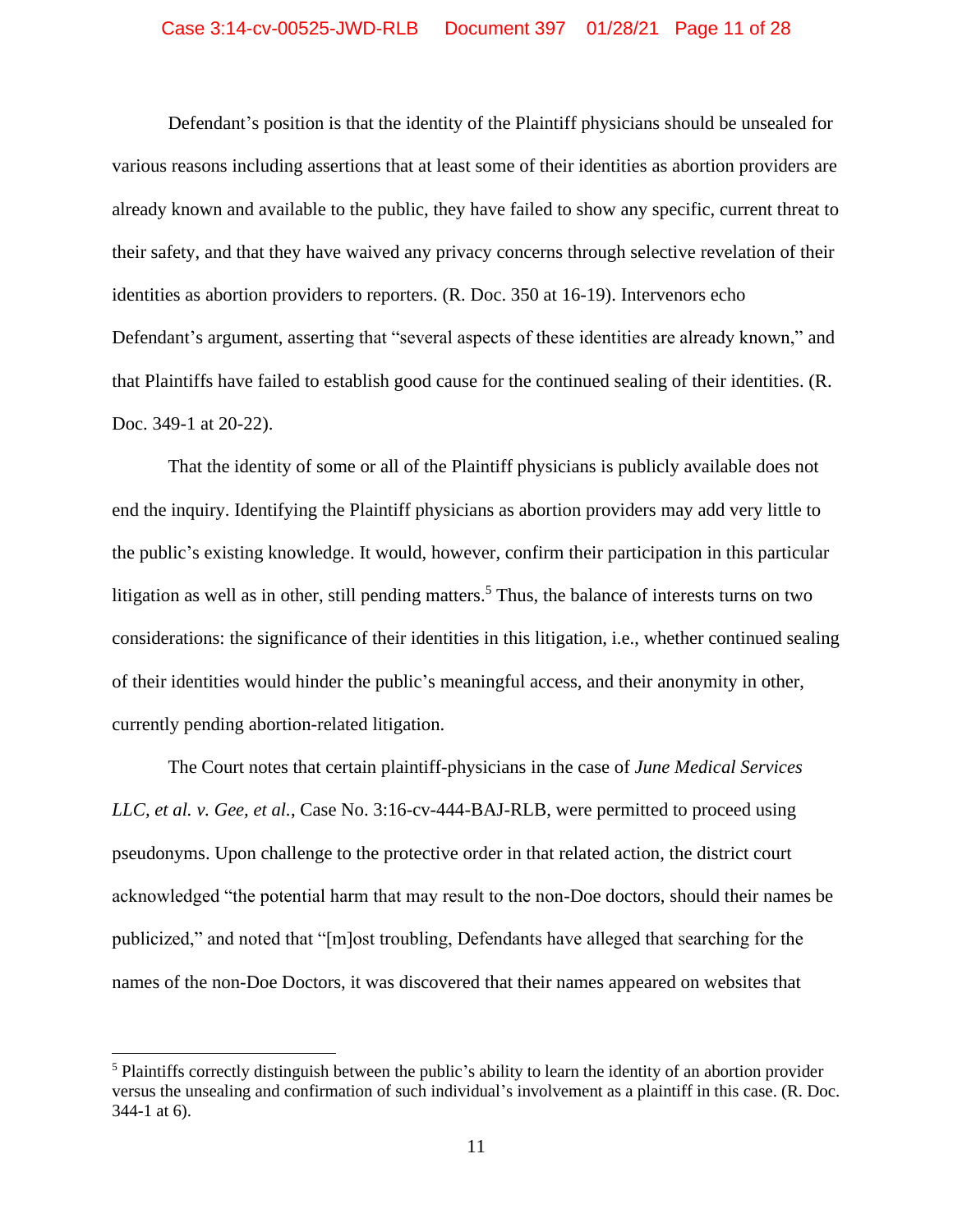Defendant's position is that the identity of the Plaintiff physicians should be unsealed for various reasons including assertions that at least some of their identities as abortion providers are already known and available to the public, they have failed to show any specific, current threat to their safety, and that they have waived any privacy concerns through selective revelation of their identities as abortion providers to reporters. (R. Doc. 350 at 16-19). Intervenors echo Defendant's argument, asserting that "several aspects of these identities are already known," and that Plaintiffs have failed to establish good cause for the continued sealing of their identities. (R. Doc. 349-1 at 20-22).

That the identity of some or all of the Plaintiff physicians is publicly available does not end the inquiry. Identifying the Plaintiff physicians as abortion providers may add very little to the public's existing knowledge. It would, however, confirm their participation in this particular litigation as well as in other, still pending matters.[5] Thus, the balance of interests turns on two considerations: the significance of their identities in this litigation, i.e., whether continued sealing of their identities would hinder the public's meaningful access, and their anonymity in other, currently pending abortion-related litigation.

The Court notes that certain plaintiff-physicians in the case of *June Medical Services LLC, et al. v. Gee, et al.*, Case No. 3:16-cv-444-BAJ-RLB, were permitted to proceed using pseudonyms. Upon challenge to the protective order in that related action, the district court acknowledged "the potential harm that may result to the non-Doe doctors, should their names be publicized," and noted that "[m]ost troubling, Defendants have alleged that searching for the names of the non-Doe Doctors, it was discovered that their names appeared on websites that

---

[5] Plaintiffs correctly distinguish between the public's ability to learn the identity of an abortion provider versus the unsealing and confirmation of such individual's involvement as a plaintiff in this case. (R. Doc. 344-1 at 6).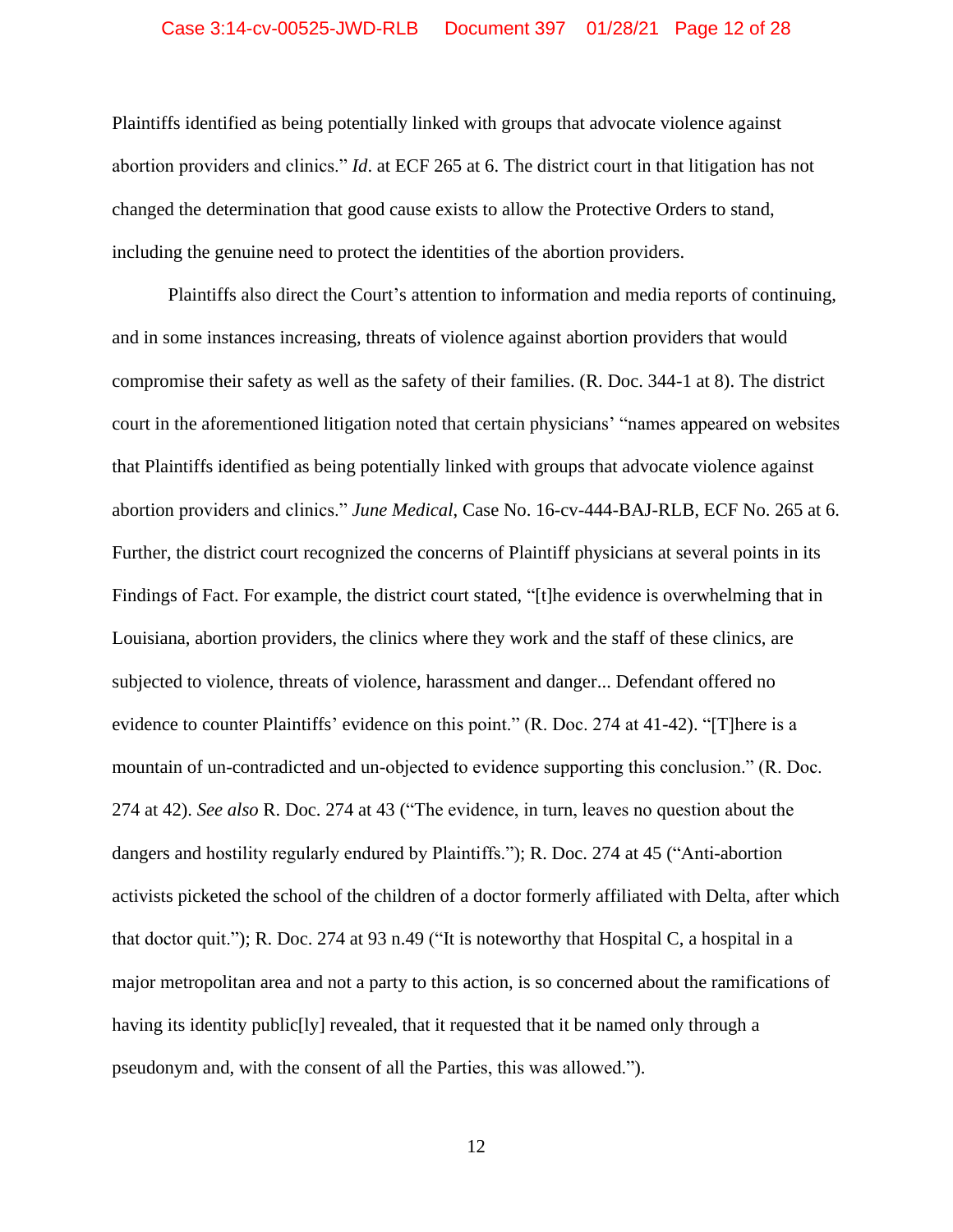Plaintiffs identified as being potentially linked with groups that advocate violence against abortion providers and clinics." *Id*. at ECF 265 at 6. The district court in that litigation has not changed the determination that good cause exists to allow the Protective Orders to stand, including the genuine need to protect the identities of the abortion providers.

Plaintiffs also direct the Court's attention to information and media reports of continuing, and in some instances increasing, threats of violence against abortion providers that would compromise their safety as well as the safety of their families. (R. Doc. 344-1 at 8). The district court in the aforementioned litigation noted that certain physicians' "names appeared on websites that Plaintiffs identified as being potentially linked with groups that advocate violence against abortion providers and clinics." *June Medical*, Case No. 16-cv-444-BAJ-RLB, ECF No. 265 at 6. Further, the district court recognized the concerns of Plaintiff physicians at several points in its Findings of Fact. For example, the district court stated, "[t]he evidence is overwhelming that in Louisiana, abortion providers, the clinics where they work and the staff of these clinics, are subjected to violence, threats of violence, harassment and danger... Defendant offered no evidence to counter Plaintiffs' evidence on this point." (R. Doc. 274 at 41-42). "[T]here is a mountain of un-contradicted and un-objected to evidence supporting this conclusion." (R. Doc. 274 at 42). *See also* R. Doc. 274 at 43 ("The evidence, in turn, leaves no question about the dangers and hostility regularly endured by Plaintiffs."); R. Doc. 274 at 45 ("Anti-abortion activists picketed the school of the children of a doctor formerly affiliated with Delta, after which that doctor quit."); R. Doc. 274 at 93 n.49 ("It is noteworthy that Hospital C, a hospital in a major metropolitan area and not a party to this action, is so concerned about the ramifications of having its identity public[ly] revealed, that it requested that it be named only through a pseudonym and, with the consent of all the Parties, this was allowed.").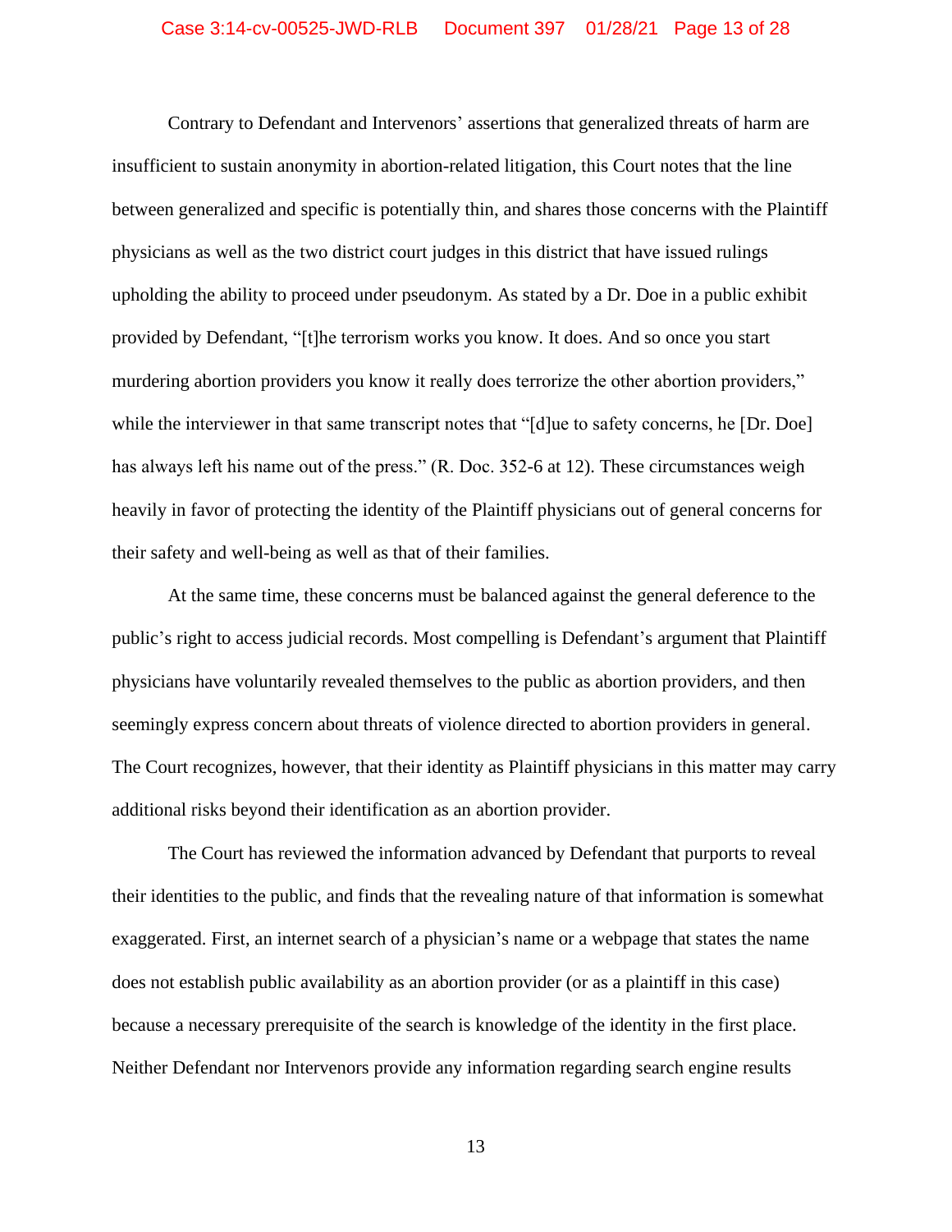Contrary to Defendant and Intervenors' assertions that generalized threats of harm are insufficient to sustain anonymity in abortion-related litigation, this Court notes that the line between generalized and specific is potentially thin, and shares those concerns with the Plaintiff physicians as well as the two district court judges in this district that have issued rulings upholding the ability to proceed under pseudonym. As stated by a Dr. Doe in a public exhibit provided by Defendant, "[t]he terrorism works you know. It does. And so once you start murdering abortion providers you know it really does terrorize the other abortion providers," while the interviewer in that same transcript notes that "[d]ue to safety concerns, he [Dr. Doe] has always left his name out of the press." (R. Doc. 352-6 at 12). These circumstances weigh heavily in favor of protecting the identity of the Plaintiff physicians out of general concerns for their safety and well-being as well as that of their families.

At the same time, these concerns must be balanced against the general deference to the public's right to access judicial records. Most compelling is Defendant's argument that Plaintiff physicians have voluntarily revealed themselves to the public as abortion providers, and then seemingly express concern about threats of violence directed to abortion providers in general. The Court recognizes, however, that their identity as Plaintiff physicians in this matter may carry additional risks beyond their identification as an abortion provider.

The Court has reviewed the information advanced by Defendant that purports to reveal their identities to the public, and finds that the revealing nature of that information is somewhat exaggerated. First, an internet search of a physician's name or a webpage that states the name does not establish public availability as an abortion provider (or as a plaintiff in this case) because a necessary prerequisite of the search is knowledge of the identity in the first place. Neither Defendant nor Intervenors provide any information regarding search engine results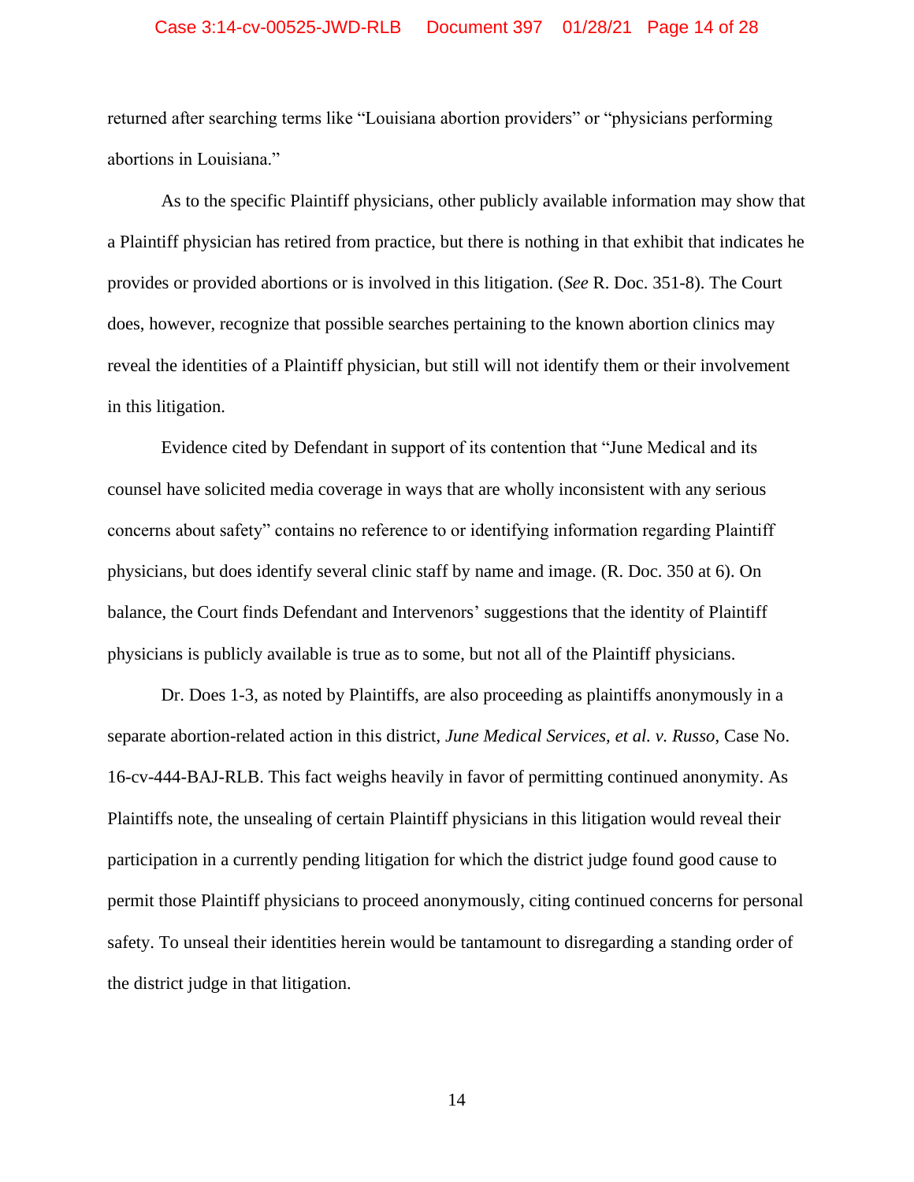returned after searching terms like "Louisiana abortion providers" or "physicians performing abortions in Louisiana."

As to the specific Plaintiff physicians, other publicly available information may show that a Plaintiff physician has retired from practice, but there is nothing in that exhibit that indicates he provides or provided abortions or is involved in this litigation. (*See* R. Doc. 351-8). The Court does, however, recognize that possible searches pertaining to the known abortion clinics may reveal the identities of a Plaintiff physician, but still will not identify them or their involvement in this litigation.

Evidence cited by Defendant in support of its contention that "June Medical and its counsel have solicited media coverage in ways that are wholly inconsistent with any serious concerns about safety" contains no reference to or identifying information regarding Plaintiff physicians, but does identify several clinic staff by name and image. (R. Doc. 350 at 6). On balance, the Court finds Defendant and Intervenors' suggestions that the identity of Plaintiff physicians is publicly available is true as to some, but not all of the Plaintiff physicians.

Dr. Does 1-3, as noted by Plaintiffs, are also proceeding as plaintiffs anonymously in a separate abortion-related action in this district, *June Medical Services, et al. v. Russo*, Case No. 16-cv-444-BAJ-RLB. This fact weighs heavily in favor of permitting continued anonymity. As Plaintiffs note, the unsealing of certain Plaintiff physicians in this litigation would reveal their participation in a currently pending litigation for which the district judge found good cause to permit those Plaintiff physicians to proceed anonymously, citing continued concerns for personal safety. To unseal their identities herein would be tantamount to disregarding a standing order of the district judge in that litigation.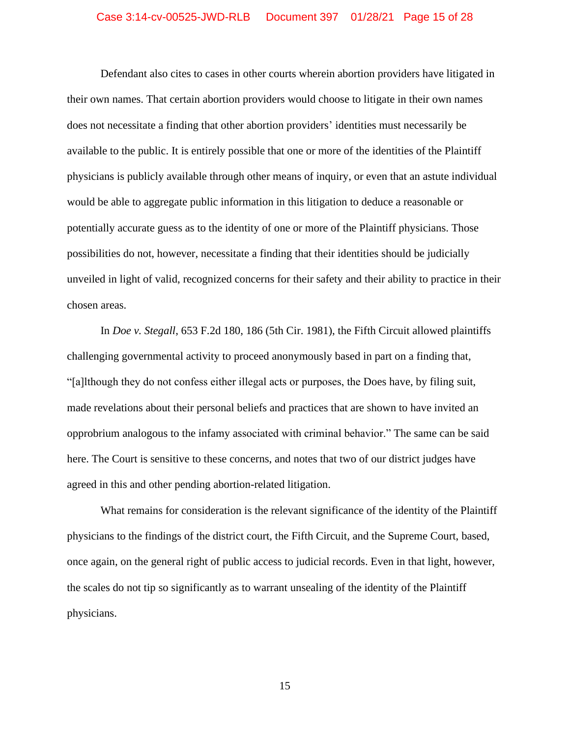Defendant also cites to cases in other courts wherein abortion providers have litigated in their own names. That certain abortion providers would choose to litigate in their own names does not necessitate a finding that other abortion providers' identities must necessarily be available to the public. It is entirely possible that one or more of the identities of the Plaintiff physicians is publicly available through other means of inquiry, or even that an astute individual would be able to aggregate public information in this litigation to deduce a reasonable or potentially accurate guess as to the identity of one or more of the Plaintiff physicians. Those possibilities do not, however, necessitate a finding that their identities should be judicially unveiled in light of valid, recognized concerns for their safety and their ability to practice in their chosen areas.

In *Doe v. Stegall*, 653 F.2d 180, 186 (5th Cir. 1981), the Fifth Circuit allowed plaintiffs challenging governmental activity to proceed anonymously based in part on a finding that, "[a]lthough they do not confess either illegal acts or purposes, the Does have, by filing suit, made revelations about their personal beliefs and practices that are shown to have invited an opprobrium analogous to the infamy associated with criminal behavior." The same can be said here. The Court is sensitive to these concerns, and notes that two of our district judges have agreed in this and other pending abortion-related litigation.

What remains for consideration is the relevant significance of the identity of the Plaintiff physicians to the findings of the district court, the Fifth Circuit, and the Supreme Court, based, once again, on the general right of public access to judicial records. Even in that light, however, the scales do not tip so significantly as to warrant unsealing of the identity of the Plaintiff physicians.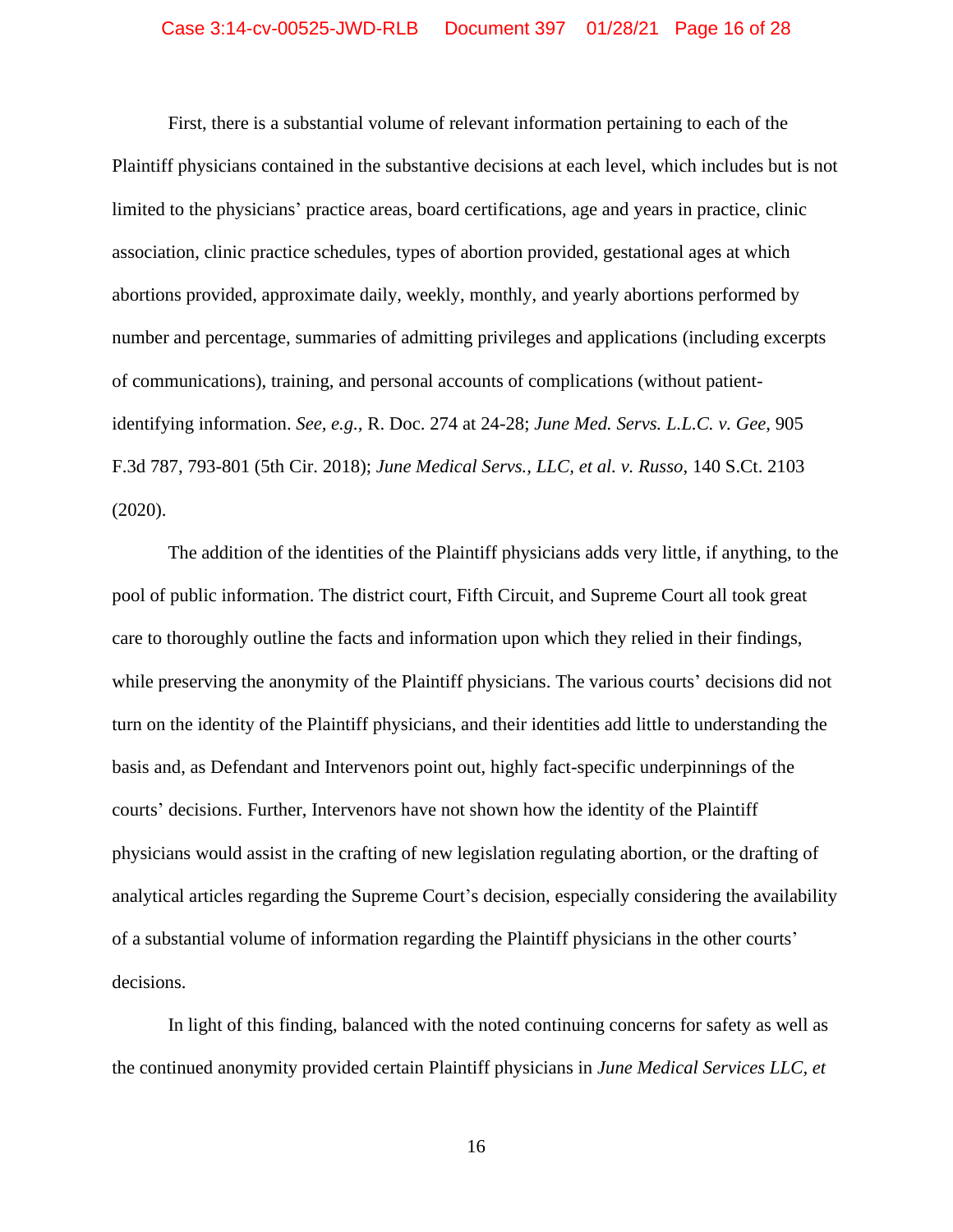First, there is a substantial volume of relevant information pertaining to each of the Plaintiff physicians contained in the substantive decisions at each level, which includes but is not limited to the physicians' practice areas, board certifications, age and years in practice, clinic association, clinic practice schedules, types of abortion provided, gestational ages at which abortions provided, approximate daily, weekly, monthly, and yearly abortions performed by number and percentage, summaries of admitting privileges and applications (including excerpts of communications), training, and personal accounts of complications (without patient-identifying information. *See, e.g.,* R. Doc. 274 at 24-28; *June Med. Servs. L.L.C. v. Gee*, 905 F.3d 787, 793-801 (5th Cir. 2018); *June Medical Servs., LLC, et al. v. Russo*, 140 S.Ct. 2103 (2020).

The addition of the identities of the Plaintiff physicians adds very little, if anything, to the pool of public information. The district court, Fifth Circuit, and Supreme Court all took great care to thoroughly outline the facts and information upon which they relied in their findings, while preserving the anonymity of the Plaintiff physicians. The various courts' decisions did not turn on the identity of the Plaintiff physicians, and their identities add little to understanding the basis and, as Defendant and Intervenors point out, highly fact-specific underpinnings of the courts' decisions. Further, Intervenors have not shown how the identity of the Plaintiff physicians would assist in the crafting of new legislation regulating abortion, or the drafting of analytical articles regarding the Supreme Court's decision, especially considering the availability of a substantial volume of information regarding the Plaintiff physicians in the other courts' decisions.

In light of this finding, balanced with the noted continuing concerns for safety as well as the continued anonymity provided certain Plaintiff physicians in *June Medical Services LLC, et*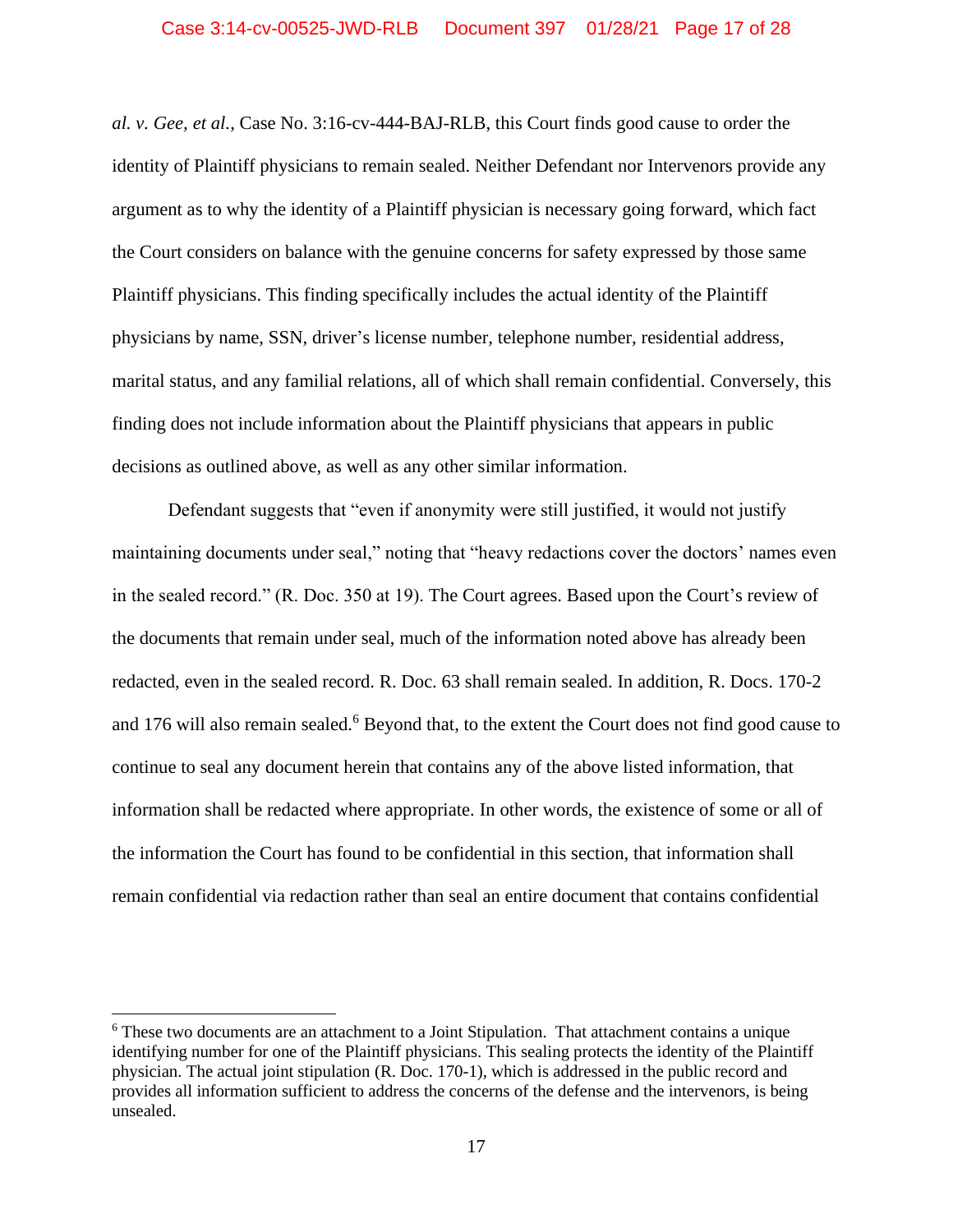*al. v. Gee, et al.*, Case No. 3:16-cv-444-BAJ-RLB, this Court finds good cause to order the identity of Plaintiff physicians to remain sealed. Neither Defendant nor Intervenors provide any argument as to why the identity of a Plaintiff physician is necessary going forward, which fact the Court considers on balance with the genuine concerns for safety expressed by those same Plaintiff physicians. This finding specifically includes the actual identity of the Plaintiff physicians by name, SSN, driver's license number, telephone number, residential address, marital status, and any familial relations, all of which shall remain confidential. Conversely, this finding does not include information about the Plaintiff physicians that appears in public decisions as outlined above, as well as any other similar information.

Defendant suggests that "even if anonymity were still justified, it would not justify maintaining documents under seal," noting that "heavy redactions cover the doctors' names even in the sealed record." (R. Doc. 350 at 19). The Court agrees. Based upon the Court's review of the documents that remain under seal, much of the information noted above has already been redacted, even in the sealed record. R. Doc. 63 shall remain sealed. In addition, R. Docs. 170-2 and 176 will also remain sealed.[6] Beyond that, to the extent the Court does not find good cause to continue to seal any document herein that contains any of the above listed information, that information shall be redacted where appropriate. In other words, the existence of some or all of the information the Court has found to be confidential in this section, that information shall remain confidential via redaction rather than seal an entire document that contains confidential

---

[6] These two documents are an attachment to a Joint Stipulation. That attachment contains a unique identifying number for one of the Plaintiff physicians. This sealing protects the identity of the Plaintiff physician. The actual joint stipulation (R. Doc. 170-1), which is addressed in the public record and provides all information sufficient to address the concerns of the defense and the intervenors, is being unsealed.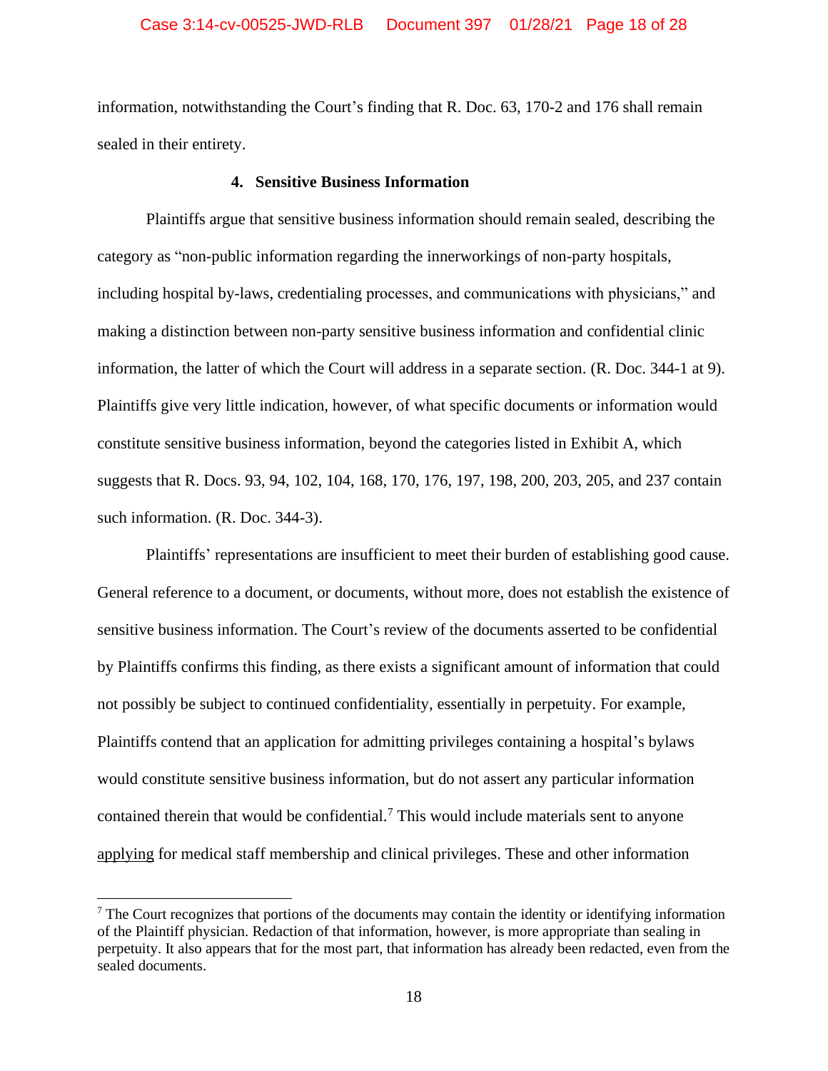information, notwithstanding the Court's finding that R. Doc. 63, 170-2 and 176 shall remain sealed in their entirety.

#### 4. Sensitive Business Information

Plaintiffs argue that sensitive business information should remain sealed, describing the category as "non-public information regarding the innerworkings of non-party hospitals, including hospital by-laws, credentialing processes, and communications with physicians," and making a distinction between non-party sensitive business information and confidential clinic information, the latter of which the Court will address in a separate section. (R. Doc. 344-1 at 9). Plaintiffs give very little indication, however, of what specific documents or information would constitute sensitive business information, beyond the categories listed in Exhibit A, which suggests that R. Docs. 93, 94, 102, 104, 168, 170, 176, 197, 198, 200, 203, 205, and 237 contain such information. (R. Doc. 344-3).

Plaintiffs' representations are insufficient to meet their burden of establishing good cause. General reference to a document, or documents, without more, does not establish the existence of sensitive business information. The Court's review of the documents asserted to be confidential by Plaintiffs confirms this finding, as there exists a significant amount of information that could not possibly be subject to continued confidentiality, essentially in perpetuity. For example, Plaintiffs contend that an application for admitting privileges containing a hospital's bylaws would constitute sensitive business information, but do not assert any particular information contained therein that would be confidential.[7] This would include materials sent to anyone <u>applying</u> for medical staff membership and clinical privileges. These and other information

[7] The Court recognizes that portions of the documents may contain the identity or identifying information of the Plaintiff physician. Redaction of that information, however, is more appropriate than sealing in perpetuity. It also appears that for the most part, that information has already been redacted, even from the sealed documents.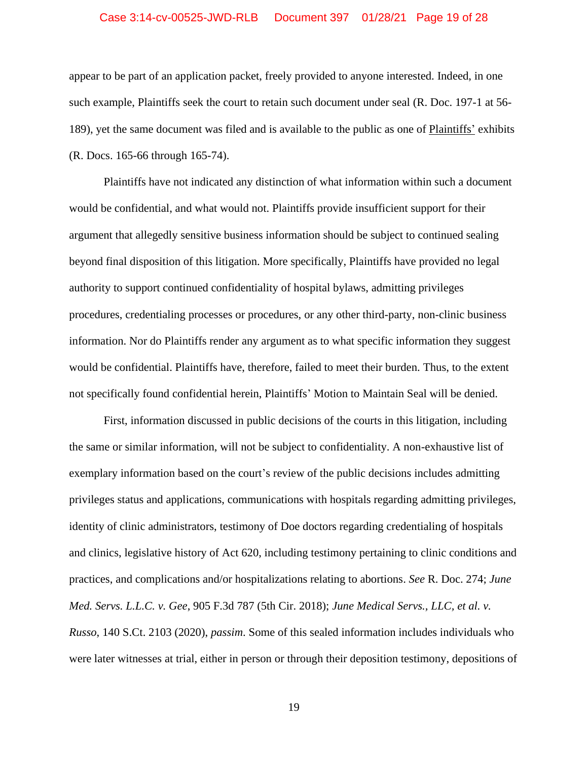appear to be part of an application packet, freely provided to anyone interested. Indeed, in one such example, Plaintiffs seek the court to retain such document under seal (R. Doc. 197-1 at 56-189), yet the same document was filed and is available to the public as one of <u>Plaintiffs'</u> exhibits (R. Docs. 165-66 through 165-74).

Plaintiffs have not indicated any distinction of what information within such a document would be confidential, and what would not. Plaintiffs provide insufficient support for their argument that allegedly sensitive business information should be subject to continued sealing beyond final disposition of this litigation. More specifically, Plaintiffs have provided no legal authority to support continued confidentiality of hospital bylaws, admitting privileges procedures, credentialing processes or procedures, or any other third-party, non-clinic business information. Nor do Plaintiffs render any argument as to what specific information they suggest would be confidential. Plaintiffs have, therefore, failed to meet their burden. Thus, to the extent not specifically found confidential herein, Plaintiffs' Motion to Maintain Seal will be denied.

First, information discussed in public decisions of the courts in this litigation, including the same or similar information, will not be subject to confidentiality. A non-exhaustive list of exemplary information based on the court's review of the public decisions includes admitting privileges status and applications, communications with hospitals regarding admitting privileges, identity of clinic administrators, testimony of Doe doctors regarding credentialing of hospitals and clinics, legislative history of Act 620, including testimony pertaining to clinic conditions and practices, and complications and/or hospitalizations relating to abortions. *See* R. Doc. 274; *June Med. Servs. L.L.C. v. Gee*, 905 F.3d 787 (5th Cir. 2018); *June Medical Servs., LLC, et al. v. Russo*, 140 S.Ct. 2103 (2020), *passim*. Some of this sealed information includes individuals who were later witnesses at trial, either in person or through their deposition testimony, depositions of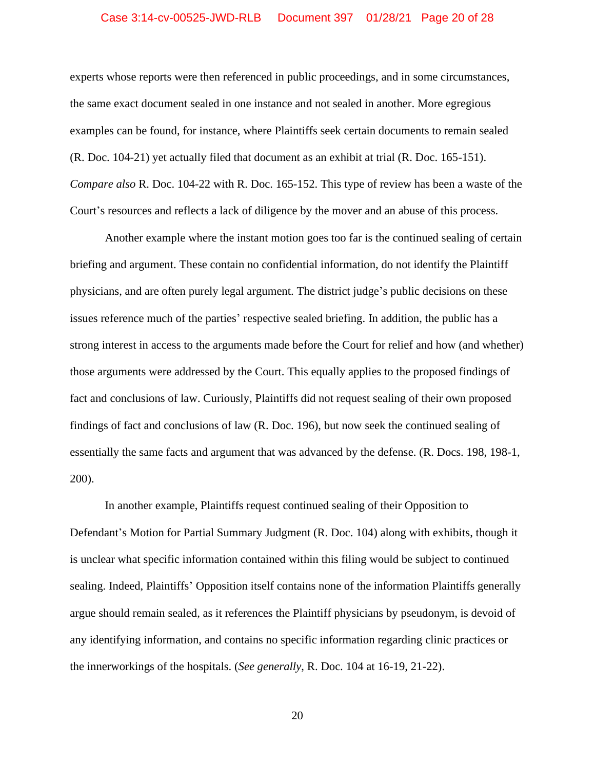experts whose reports were then referenced in public proceedings, and in some circumstances, the same exact document sealed in one instance and not sealed in another. More egregious examples can be found, for instance, where Plaintiffs seek certain documents to remain sealed (R. Doc. 104-21) yet actually filed that document as an exhibit at trial (R. Doc. 165-151). *Compare also* R. Doc. 104-22 with R. Doc. 165-152. This type of review has been a waste of the Court's resources and reflects a lack of diligence by the mover and an abuse of this process.

Another example where the instant motion goes too far is the continued sealing of certain briefing and argument. These contain no confidential information, do not identify the Plaintiff physicians, and are often purely legal argument. The district judge's public decisions on these issues reference much of the parties' respective sealed briefing. In addition, the public has a strong interest in access to the arguments made before the Court for relief and how (and whether) those arguments were addressed by the Court. This equally applies to the proposed findings of fact and conclusions of law. Curiously, Plaintiffs did not request sealing of their own proposed findings of fact and conclusions of law (R. Doc. 196), but now seek the continued sealing of essentially the same facts and argument that was advanced by the defense. (R. Docs. 198, 198-1, 200).

In another example, Plaintiffs request continued sealing of their Opposition to Defendant's Motion for Partial Summary Judgment (R. Doc. 104) along with exhibits, though it is unclear what specific information contained within this filing would be subject to continued sealing. Indeed, Plaintiffs' Opposition itself contains none of the information Plaintiffs generally argue should remain sealed, as it references the Plaintiff physicians by pseudonym, is devoid of any identifying information, and contains no specific information regarding clinic practices or the innerworkings of the hospitals. (*See generally*, R. Doc. 104 at 16-19, 21-22).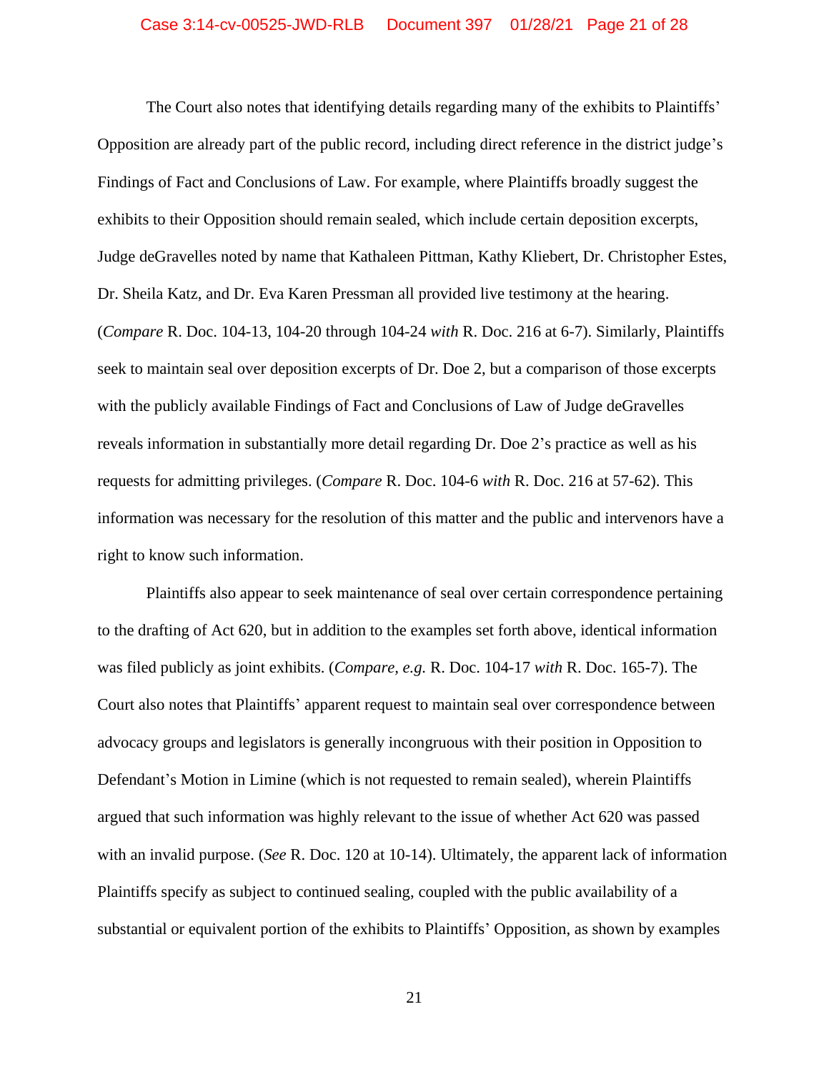The Court also notes that identifying details regarding many of the exhibits to Plaintiffs' Opposition are already part of the public record, including direct reference in the district judge's Findings of Fact and Conclusions of Law. For example, where Plaintiffs broadly suggest the exhibits to their Opposition should remain sealed, which include certain deposition excerpts, Judge deGravelles noted by name that Kathaleen Pittman, Kathy Kliebert, Dr. Christopher Estes, Dr. Sheila Katz, and Dr. Eva Karen Pressman all provided live testimony at the hearing. (*Compare* R. Doc. 104-13, 104-20 through 104-24 *with* R. Doc. 216 at 6-7). Similarly, Plaintiffs seek to maintain seal over deposition excerpts of Dr. Doe 2, but a comparison of those excerpts with the publicly available Findings of Fact and Conclusions of Law of Judge deGravelles reveals information in substantially more detail regarding Dr. Doe 2's practice as well as his requests for admitting privileges. (*Compare* R. Doc. 104-6 *with* R. Doc. 216 at 57-62). This information was necessary for the resolution of this matter and the public and intervenors have a right to know such information.

Plaintiffs also appear to seek maintenance of seal over certain correspondence pertaining to the drafting of Act 620, but in addition to the examples set forth above, identical information was filed publicly as joint exhibits. (*Compare, e.g.* R. Doc. 104-17 *with* R. Doc. 165-7). The Court also notes that Plaintiffs' apparent request to maintain seal over correspondence between advocacy groups and legislators is generally incongruous with their position in Opposition to Defendant's Motion in Limine (which is not requested to remain sealed), wherein Plaintiffs argued that such information was highly relevant to the issue of whether Act 620 was passed with an invalid purpose. (*See* R. Doc. 120 at 10-14). Ultimately, the apparent lack of information Plaintiffs specify as subject to continued sealing, coupled with the public availability of a substantial or equivalent portion of the exhibits to Plaintiffs' Opposition, as shown by examples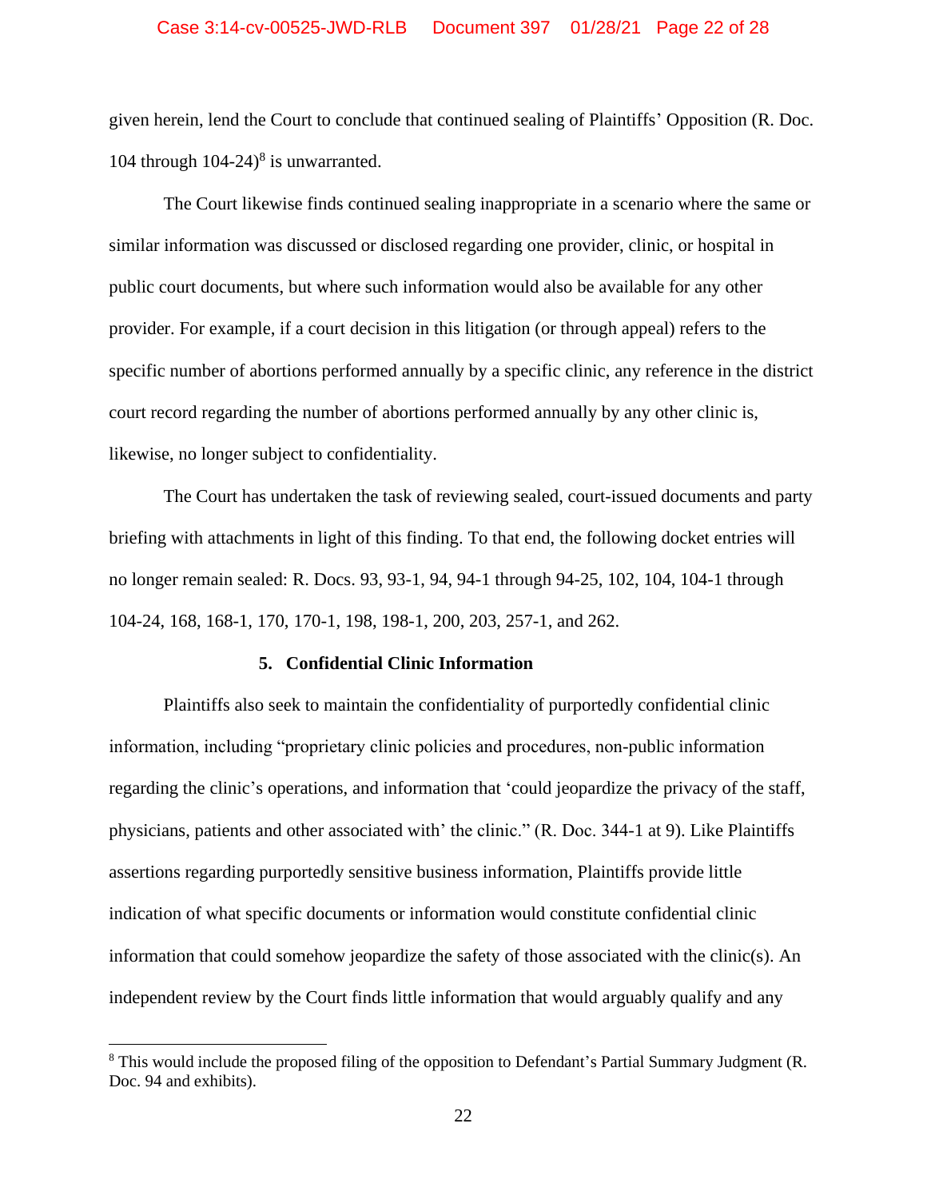given herein, lend the Court to conclude that continued sealing of Plaintiffs' Opposition (R. Doc. 104 through 104-24)[8] is unwarranted.

The Court likewise finds continued sealing inappropriate in a scenario where the same or similar information was discussed or disclosed regarding one provider, clinic, or hospital in public court documents, but where such information would also be available for any other provider. For example, if a court decision in this litigation (or through appeal) refers to the specific number of abortions performed annually by a specific clinic, any reference in the district court record regarding the number of abortions performed annually by any other clinic is, likewise, no longer subject to confidentiality.

The Court has undertaken the task of reviewing sealed, court-issued documents and party briefing with attachments in light of this finding. To that end, the following docket entries will no longer remain sealed: R. Docs. 93, 93-1, 94, 94-1 through 94-25, 102, 104, 104-1 through 104-24, 168, 168-1, 170, 170-1, 198, 198-1, 200, 203, 257-1, and 262.

**5. Confidential Clinic Information**

Plaintiffs also seek to maintain the confidentiality of purportedly confidential clinic information, including "proprietary clinic policies and procedures, non-public information regarding the clinic's operations, and information that 'could jeopardize the privacy of the staff, physicians, patients and other associated with' the clinic." (R. Doc. 344-1 at 9). Like Plaintiffs assertions regarding purportedly sensitive business information, Plaintiffs provide little indication of what specific documents or information would constitute confidential clinic information that could somehow jeopardize the safety of those associated with the clinic(s). An independent review by the Court finds little information that would arguably qualify and any

[8] This would include the proposed filing of the opposition to Defendant's Partial Summary Judgment (R. Doc. 94 and exhibits).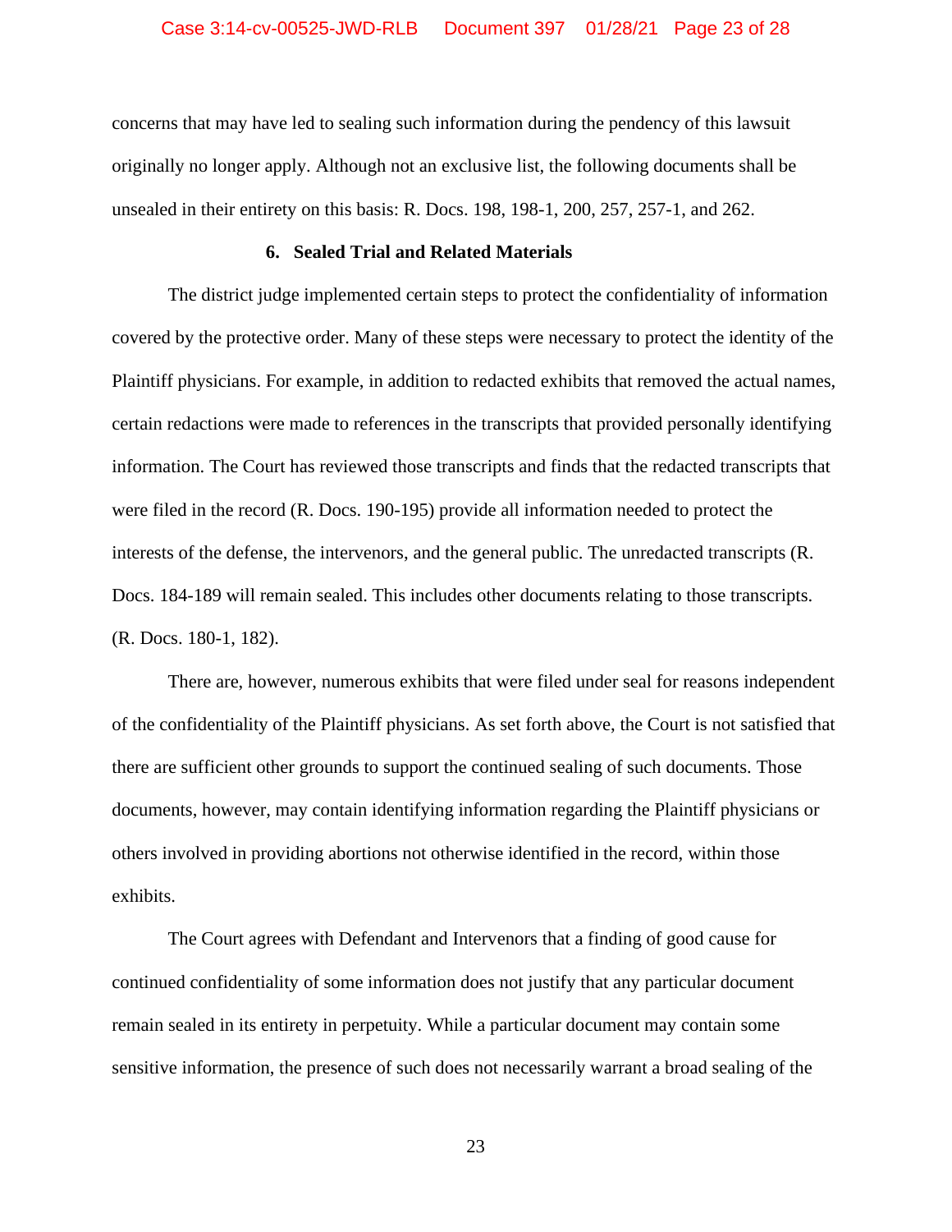concerns that may have led to sealing such information during the pendency of this lawsuit originally no longer apply. Although not an exclusive list, the following documents shall be unsealed in their entirety on this basis: R. Docs. 198, 198-1, 200, 257, 257-1, and 262.

### 6. Sealed Trial and Related Materials

The district judge implemented certain steps to protect the confidentiality of information covered by the protective order. Many of these steps were necessary to protect the identity of the Plaintiff physicians. For example, in addition to redacted exhibits that removed the actual names, certain redactions were made to references in the transcripts that provided personally identifying information. The Court has reviewed those transcripts and finds that the redacted transcripts that were filed in the record (R. Docs. 190-195) provide all information needed to protect the interests of the defense, the intervenors, and the general public. The unredacted transcripts (R. Docs. 184-189 will remain sealed. This includes other documents relating to those transcripts. (R. Docs. 180-1, 182).

There are, however, numerous exhibits that were filed under seal for reasons independent of the confidentiality of the Plaintiff physicians. As set forth above, the Court is not satisfied that there are sufficient other grounds to support the continued sealing of such documents. Those documents, however, may contain identifying information regarding the Plaintiff physicians or others involved in providing abortions not otherwise identified in the record, within those exhibits.

The Court agrees with Defendant and Intervenors that a finding of good cause for continued confidentiality of some information does not justify that any particular document remain sealed in its entirety in perpetuity. While a particular document may contain some sensitive information, the presence of such does not necessarily warrant a broad sealing of the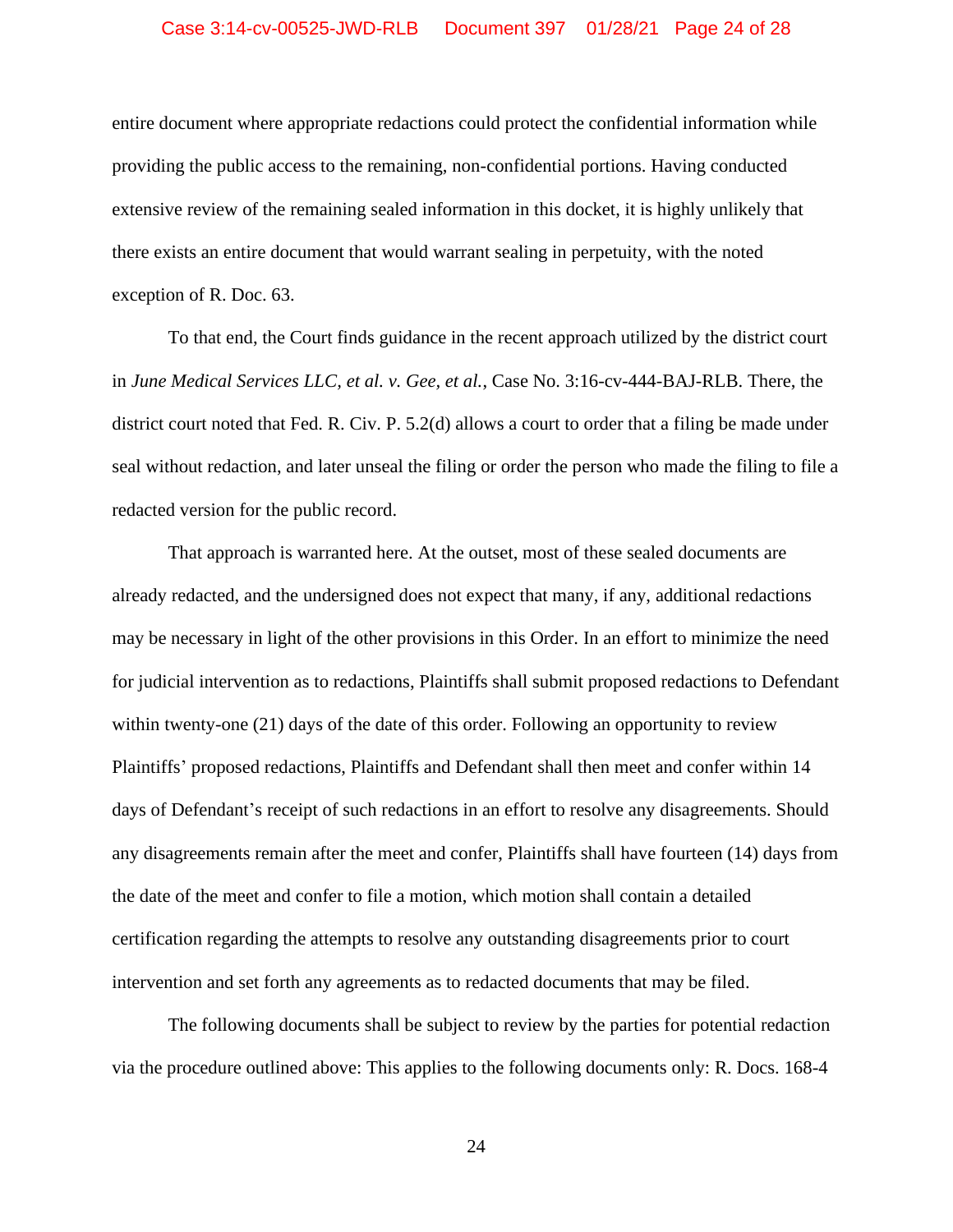entire document where appropriate redactions could protect the confidential information while providing the public access to the remaining, non-confidential portions. Having conducted extensive review of the remaining sealed information in this docket, it is highly unlikely that there exists an entire document that would warrant sealing in perpetuity, with the noted exception of R. Doc. 63.

To that end, the Court finds guidance in the recent approach utilized by the district court in *June Medical Services LLC, et al. v. Gee, et al.*, Case No. 3:16-cv-444-BAJ-RLB. There, the district court noted that Fed. R. Civ. P. 5.2(d) allows a court to order that a filing be made under seal without redaction, and later unseal the filing or order the person who made the filing to file a redacted version for the public record.

That approach is warranted here. At the outset, most of these sealed documents are already redacted, and the undersigned does not expect that many, if any, additional redactions may be necessary in light of the other provisions in this Order. In an effort to minimize the need for judicial intervention as to redactions, Plaintiffs shall submit proposed redactions to Defendant within twenty-one (21) days of the date of this order. Following an opportunity to review Plaintiffs' proposed redactions, Plaintiffs and Defendant shall then meet and confer within 14 days of Defendant's receipt of such redactions in an effort to resolve any disagreements. Should any disagreements remain after the meet and confer, Plaintiffs shall have fourteen (14) days from the date of the meet and confer to file a motion, which motion shall contain a detailed certification regarding the attempts to resolve any outstanding disagreements prior to court intervention and set forth any agreements as to redacted documents that may be filed.

The following documents shall be subject to review by the parties for potential redaction via the procedure outlined above: This applies to the following documents only: R. Docs. 168-4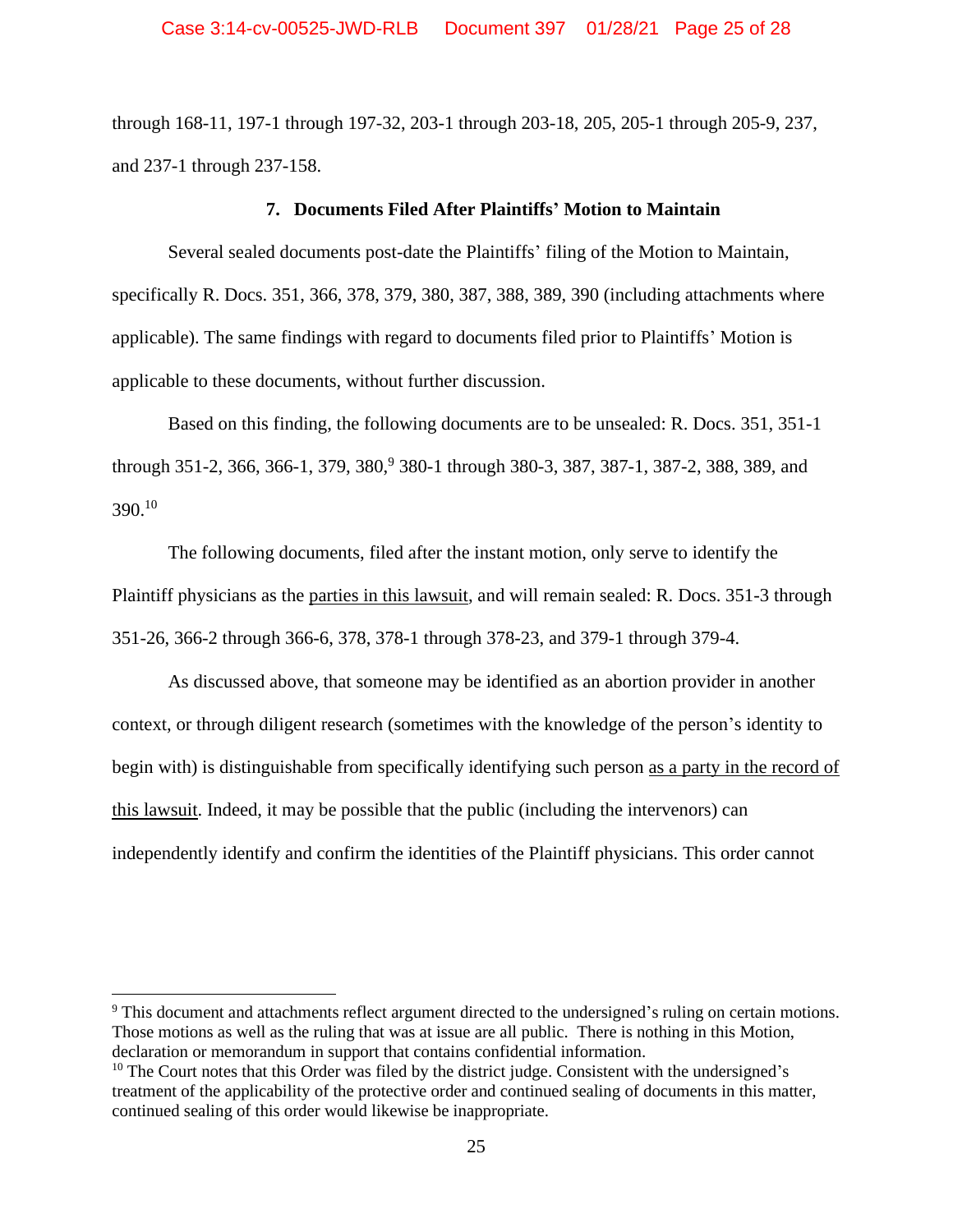through 168-11, 197-1 through 197-32, 203-1 through 203-18, 205, 205-1 through 205-9, 237, and 237-1 through 237-158.

### 7. Documents Filed After Plaintiffs' Motion to Maintain

Several sealed documents post-date the Plaintiffs' filing of the Motion to Maintain, specifically R. Docs. 351, 366, 378, 379, 380, 387, 388, 389, 390 (including attachments where applicable). The same findings with regard to documents filed prior to Plaintiffs' Motion is applicable to these documents, without further discussion.

Based on this finding, the following documents are to be unsealed: R. Docs. 351, 351-1 through 351-2, 366, 366-1, 379, 380,[9] 380-1 through 380-3, 387, 387-1, 387-2, 388, 389, and 390.[10]

The following documents, filed after the instant motion, only serve to identify the Plaintiff physicians as the <u>parties in this lawsuit</u>, and will remain sealed: R. Docs. 351-3 through 351-26, 366-2 through 366-6, 378, 378-1 through 378-23, and 379-1 through 379-4.

As discussed above, that someone may be identified as an abortion provider in another context, or through diligent research (sometimes with the knowledge of the person's identity to begin with) is distinguishable from specifically identifying such person <u>as a party in the record of this lawsuit</u>. Indeed, it may be possible that the public (including the intervenors) can independently identify and confirm the identities of the Plaintiff physicians. This order cannot

---

[9] This document and attachments reflect argument directed to the undersigned's ruling on certain motions. Those motions as well as the ruling that was at issue are all public. There is nothing in this Motion, declaration or memorandum in support that contains confidential information.

[10] The Court notes that this Order was filed by the district judge. Consistent with the undersigned's treatment of the applicability of the protective order and continued sealing of documents in this matter, continued sealing of this order would likewise be inappropriate.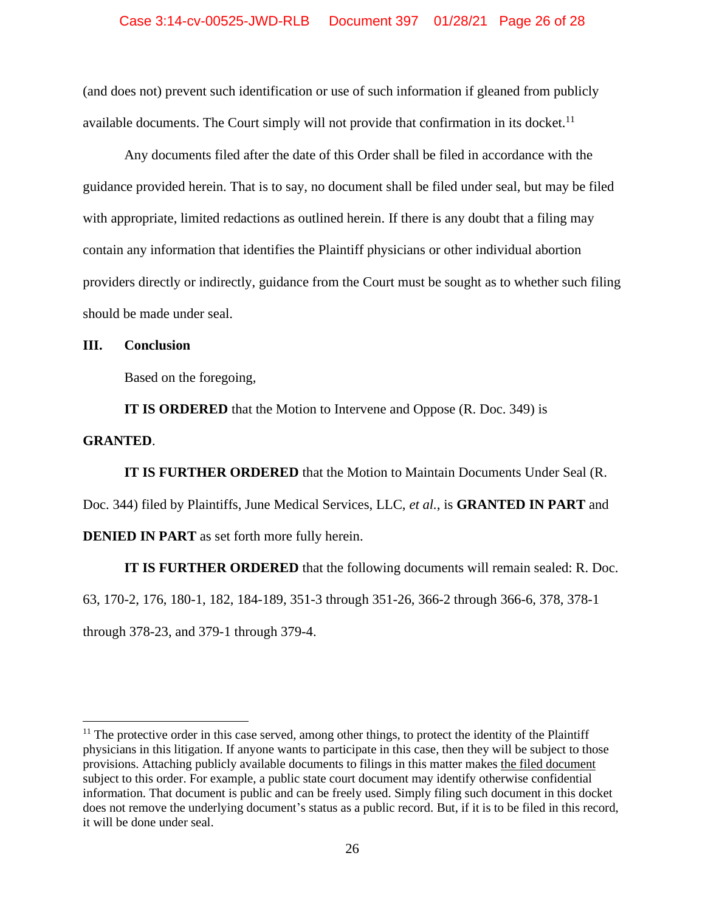(and does not) prevent such identification or use of such information if gleaned from publicly available documents. The Court simply will not provide that confirmation in its docket.[11]

Any documents filed after the date of this Order shall be filed in accordance with the guidance provided herein. That is to say, no document shall be filed under seal, but may be filed with appropriate, limited redactions as outlined herein. If there is any doubt that a filing may contain any information that identifies the Plaintiff physicians or other individual abortion providers directly or indirectly, guidance from the Court must be sought as to whether such filing should be made under seal.

## III. Conclusion

Based on the foregoing,

**IT IS ORDERED** that the Motion to Intervene and Oppose (R. Doc. 349) is **GRANTED**.

**IT IS FURTHER ORDERED** that the Motion to Maintain Documents Under Seal (R. Doc. 344) filed by Plaintiffs, June Medical Services, LLC, *et al.*, is **GRANTED IN PART** and **DENIED IN PART** as set forth more fully herein.

**IT IS FURTHER ORDERED** that the following documents will remain sealed: R. Doc. 63, 170-2, 176, 180-1, 182, 184-189, 351-3 through 351-26, 366-2 through 366-6, 378, 378-1 through 378-23, and 379-1 through 379-4.

---

[11] The protective order in this case served, among other things, to protect the identity of the Plaintiff physicians in this litigation. If anyone wants to participate in this case, then they will be subject to those provisions. Attaching publicly available documents to filings in this matter makes the filed document subject to this order. For example, a public state court document may identify otherwise confidential information. That document is public and can be freely used. Simply filing such document in this docket does not remove the underlying document's status as a public record. But, if it is to be filed in this record, it will be done under seal.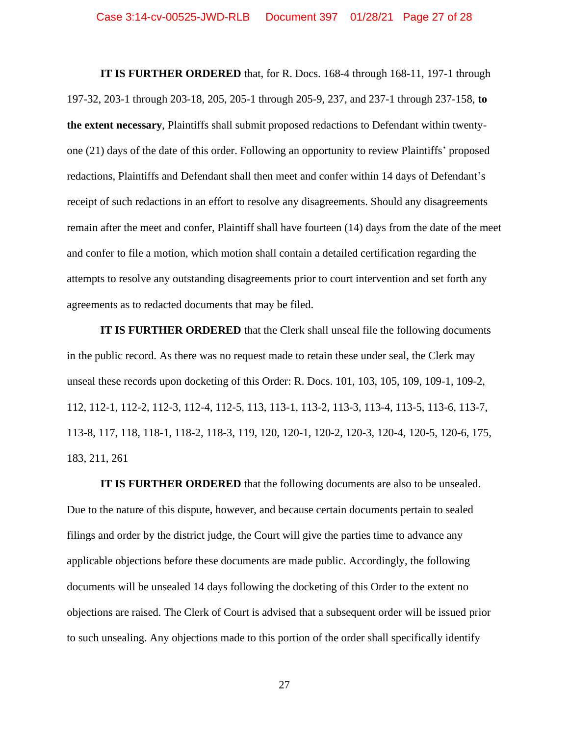**IT IS FURTHER ORDERED** that, for R. Docs. 168-4 through 168-11, 197-1 through 197-32, 203-1 through 203-18, 205, 205-1 through 205-9, 237, and 237-1 through 237-158, **to the extent necessary**, Plaintiffs shall submit proposed redactions to Defendant within twenty-one (21) days of the date of this order. Following an opportunity to review Plaintiffs' proposed redactions, Plaintiffs and Defendant shall then meet and confer within 14 days of Defendant's receipt of such redactions in an effort to resolve any disagreements. Should any disagreements remain after the meet and confer, Plaintiff shall have fourteen (14) days from the date of the meet and confer to file a motion, which motion shall contain a detailed certification regarding the attempts to resolve any outstanding disagreements prior to court intervention and set forth any agreements as to redacted documents that may be filed.

**IT IS FURTHER ORDERED** that the Clerk shall unseal file the following documents in the public record. As there was no request made to retain these under seal, the Clerk may unseal these records upon docketing of this Order: R. Docs. 101, 103, 105, 109, 109-1, 109-2, 112, 112-1, 112-2, 112-3, 112-4, 112-5, 113, 113-1, 113-2, 113-3, 113-4, 113-5, 113-6, 113-7, 113-8, 117, 118, 118-1, 118-2, 118-3, 119, 120, 120-1, 120-2, 120-3, 120-4, 120-5, 120-6, 175, 183, 211, 261

**IT IS FURTHER ORDERED** that the following documents are also to be unsealed. Due to the nature of this dispute, however, and because certain documents pertain to sealed filings and order by the district judge, the Court will give the parties time to advance any applicable objections before these documents are made public. Accordingly, the following documents will be unsealed 14 days following the docketing of this Order to the extent no objections are raised. The Clerk of Court is advised that a subsequent order will be issued prior to such unsealing. Any objections made to this portion of the order shall specifically identify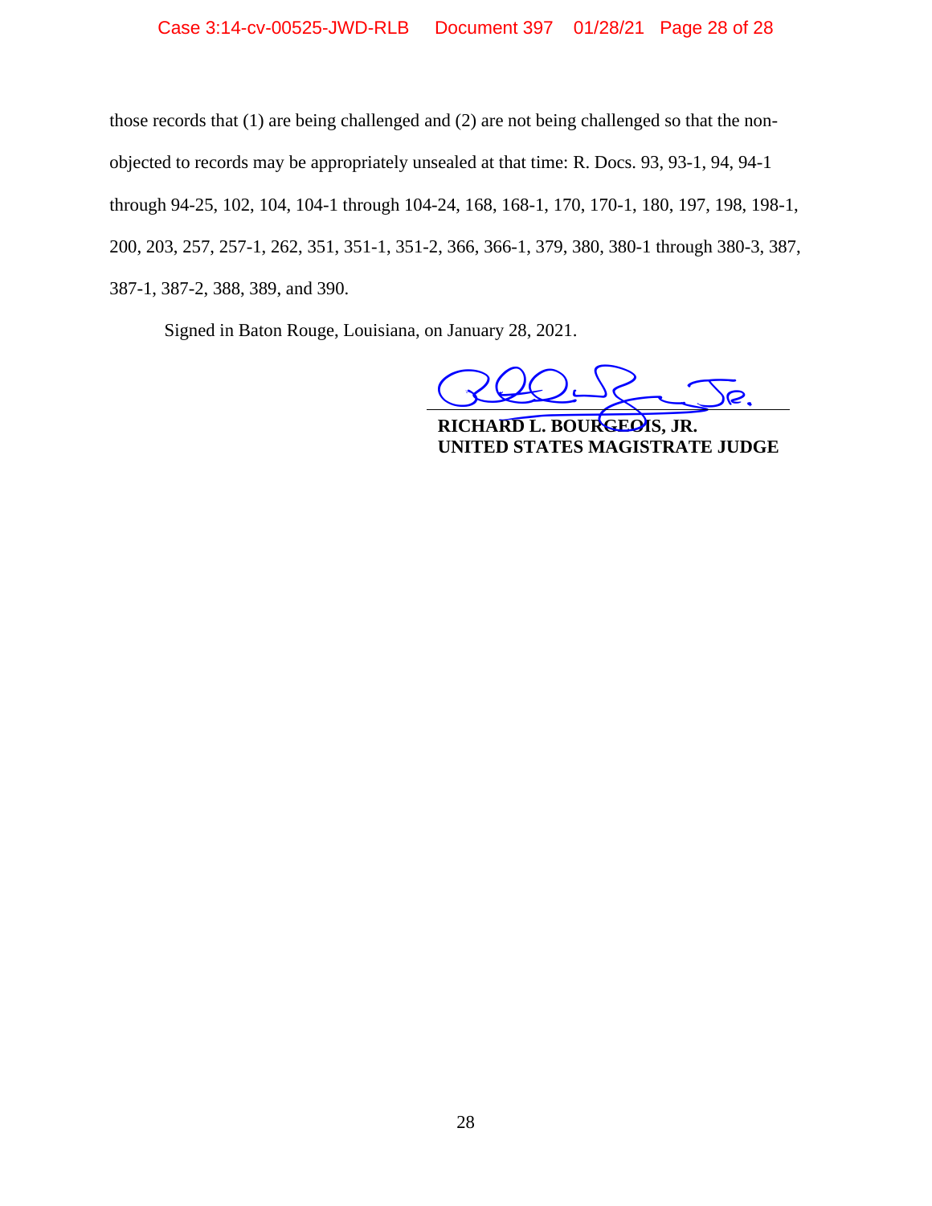those records that (1) are being challenged and (2) are not being challenged so that the non-objected to records may be appropriately unsealed at that time: R. Docs. 93, 93-1, 94, 94-1 through 94-25, 102, 104, 104-1 through 104-24, 168, 168-1, 170, 170-1, 180, 197, 198, 198-1, 200, 203, 257, 257-1, 262, 351, 351-1, 351-2, 366, 366-1, 379, 380, 380-1 through 380-3, 387, 387-1, 387-2, 388, 389, and 390.

Signed in Baton Rouge, Louisiana, on January 28, 2021.

**RICHARD L. BOURGEOIS, JR.**
**UNITED STATES MAGISTRATE JUDGE**